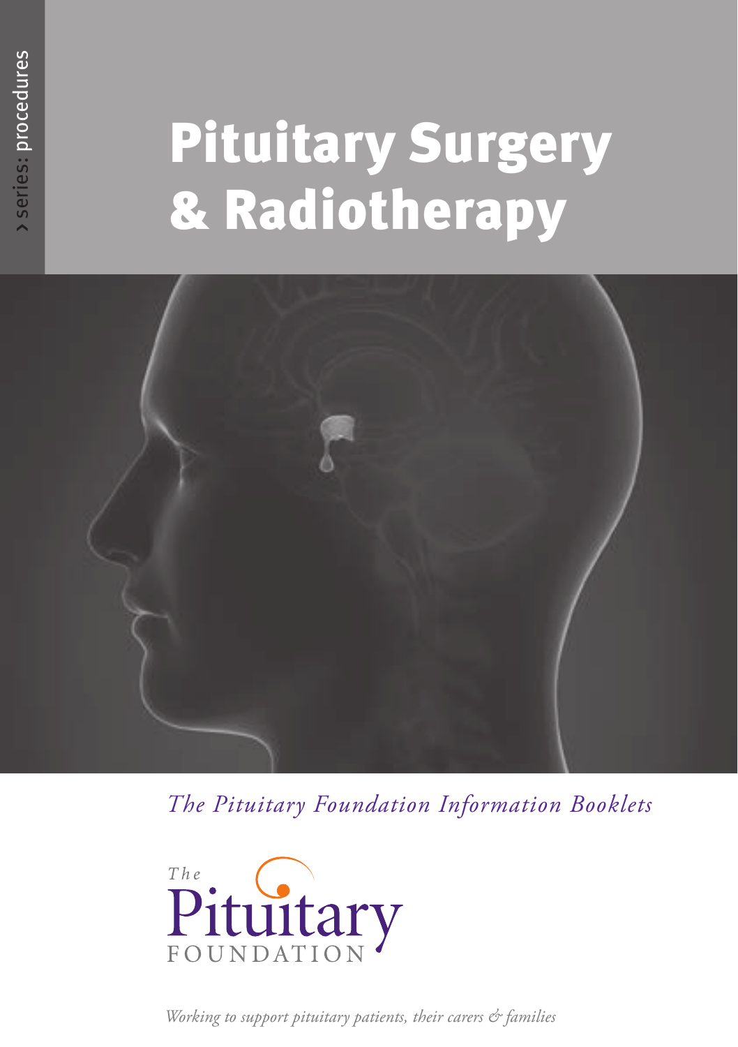› series: procedures

# Pituitary Surgery & Radiotherapy

*The Pituitary Foundation Information Booklets*

The Pituitary Foundation

*Working to support pituitary patients, their carers & families*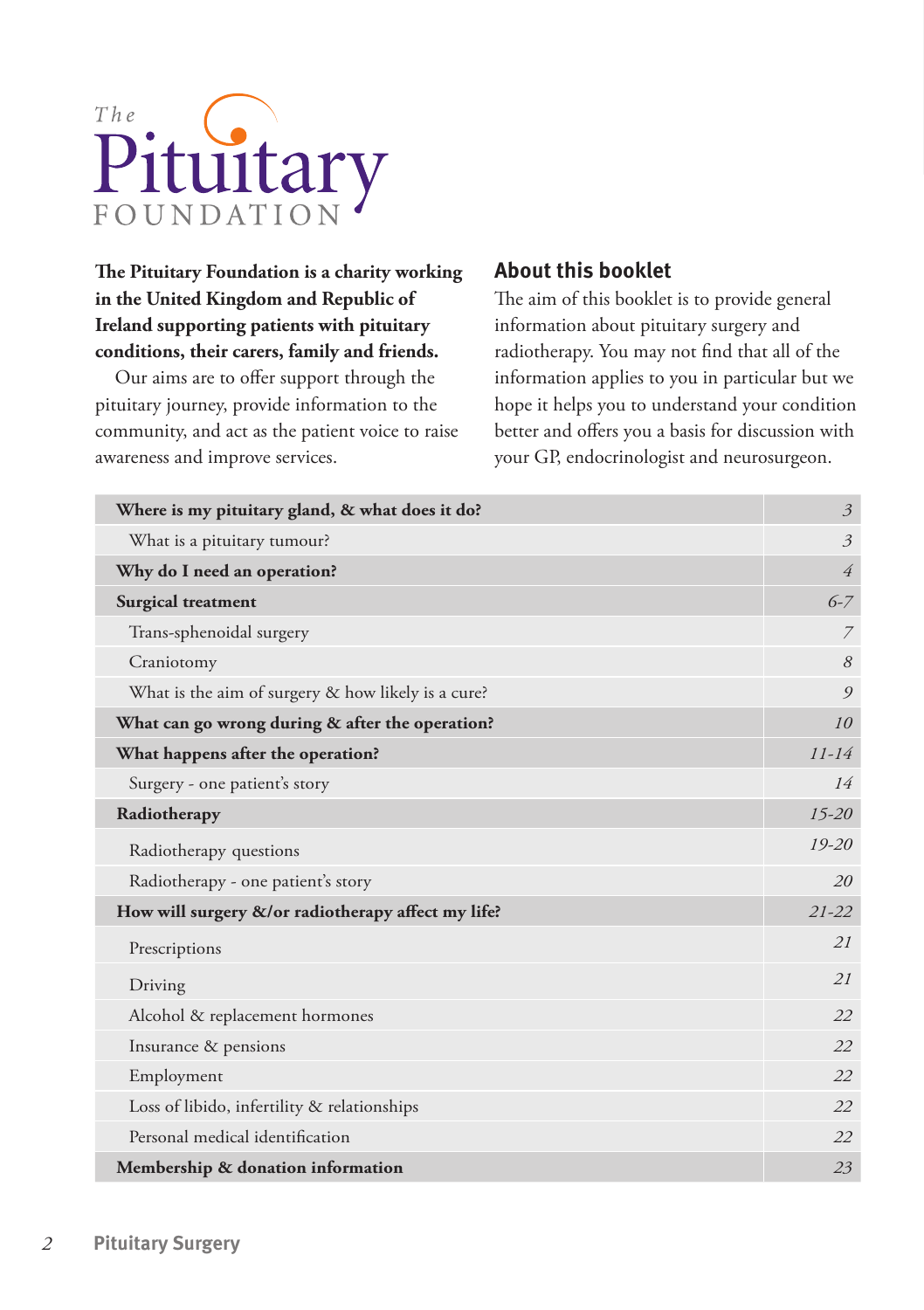# The Pituitary FOUNDATION

**The Pituitary Foundation is a charity working in the United Kingdom and Republic of Ireland supporting patients with pituitary conditions, their carers, family and friends.**

Our aims are to offer support through the pituitary journey, provide information to the community, and act as the patient voice to raise awareness and improve services.

## About this booklet

The aim of this booklet is to provide general information about pituitary surgery and radiotherapy. You may not find that all of the information applies to you in particular but we hope it helps you to understand your condition better and offers you a basis for discussion with your GP, endocrinologist and neurosurgeon.

| Contents | Page |
|---|---|
| **Where is my pituitary gland, & what does it do?** | *3* |
| What is a pituitary tumour? | *3* |
| **Why do I need an operation?** | *4* |
| **Surgical treatment** | *6-7* |
| Trans-sphenoidal surgery | *7* |
| Craniotomy | *8* |
| What is the aim of surgery & how likely is a cure? | *9* |
| **What can go wrong during & after the operation?** | *10* |
| **What happens after the operation?** | *11-14* |
| Surgery - one patient's story | *14* |
| **Radiotherapy** | *15-20* |
| Radiotherapy questions | *19-20* |
| Radiotherapy - one patient's story | *20* |
| **How will surgery &/or radiotherapy affect my life?** | *21-22* |
| Prescriptions | *21* |
| Driving | *21* |
| Alcohol & replacement hormones | *22* |
| Insurance & pensions | *22* |
| Employment | *22* |
| Loss of libido, infertility & relationships | *22* |
| Personal medical identification | *22* |
| **Membership & donation information** | *23* |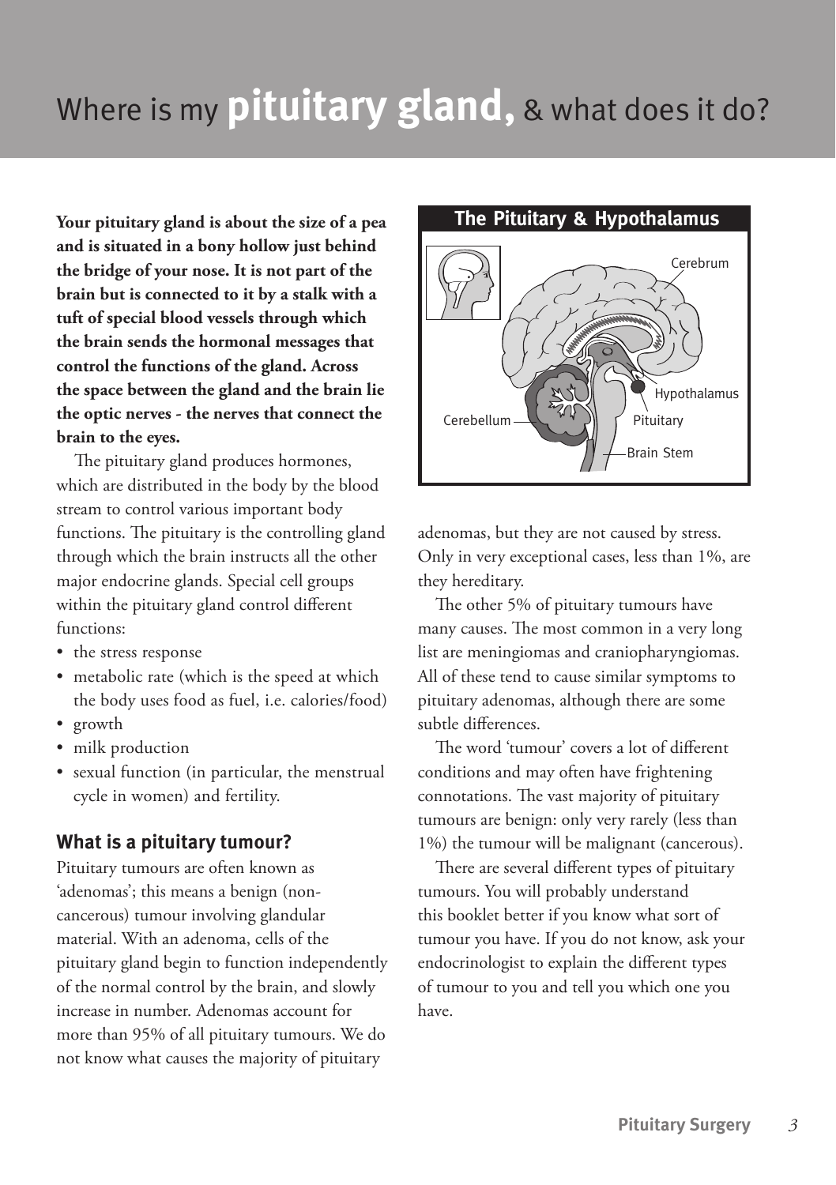# Where is my **pituitary gland,** & what does it do?

**Your pituitary gland is about the size of a pea and is situated in a bony hollow just behind the bridge of your nose. It is not part of the brain but is connected to it by a stalk with a tuft of special blood vessels through which the brain sends the hormonal messages that control the functions of the gland. Across the space between the gland and the brain lie the optic nerves - the nerves that connect the brain to the eyes.**

The pituitary gland produces hormones, which are distributed in the body by the blood stream to control various important body functions. The pituitary is the controlling gland through which the brain instructs all the other major endocrine glands. Special cell groups within the pituitary gland control different functions:

- the stress response
- metabolic rate (which is the speed at which the body uses food as fuel, i.e. calories/food)
- growth
- milk production
- sexual function (in particular, the menstrual cycle in women) and fertility.

**The Pituitary & Hypothalamus**

Cerebrum, Hypothalamus, Pituitary, Brain Stem, Cerebellum

## What is a pituitary tumour?

Pituitary tumours are often known as 'adenomas'; this means a benign (non-cancerous) tumour involving glandular material. With an adenoma, cells of the pituitary gland begin to function independently of the normal control by the brain, and slowly increase in number. Adenomas account for more than 95% of all pituitary tumours. We do not know what causes the majority of pituitary adenomas, but they are not caused by stress. Only in very exceptional cases, less than 1%, are they hereditary.

The other 5% of pituitary tumours have many causes. The most common in a very long list are meningiomas and craniopharyngiomas. All of these tend to cause similar symptoms to pituitary adenomas, although there are some subtle differences.

The word 'tumour' covers a lot of different conditions and may often have frightening connotations. The vast majority of pituitary tumours are benign: only very rarely (less than 1%) the tumour will be malignant (cancerous).

There are several different types of pituitary tumours. You will probably understand this booklet better if you know what sort of tumour you have. If you do not know, ask your endocrinologist to explain the different types of tumour to you and tell you which one you have.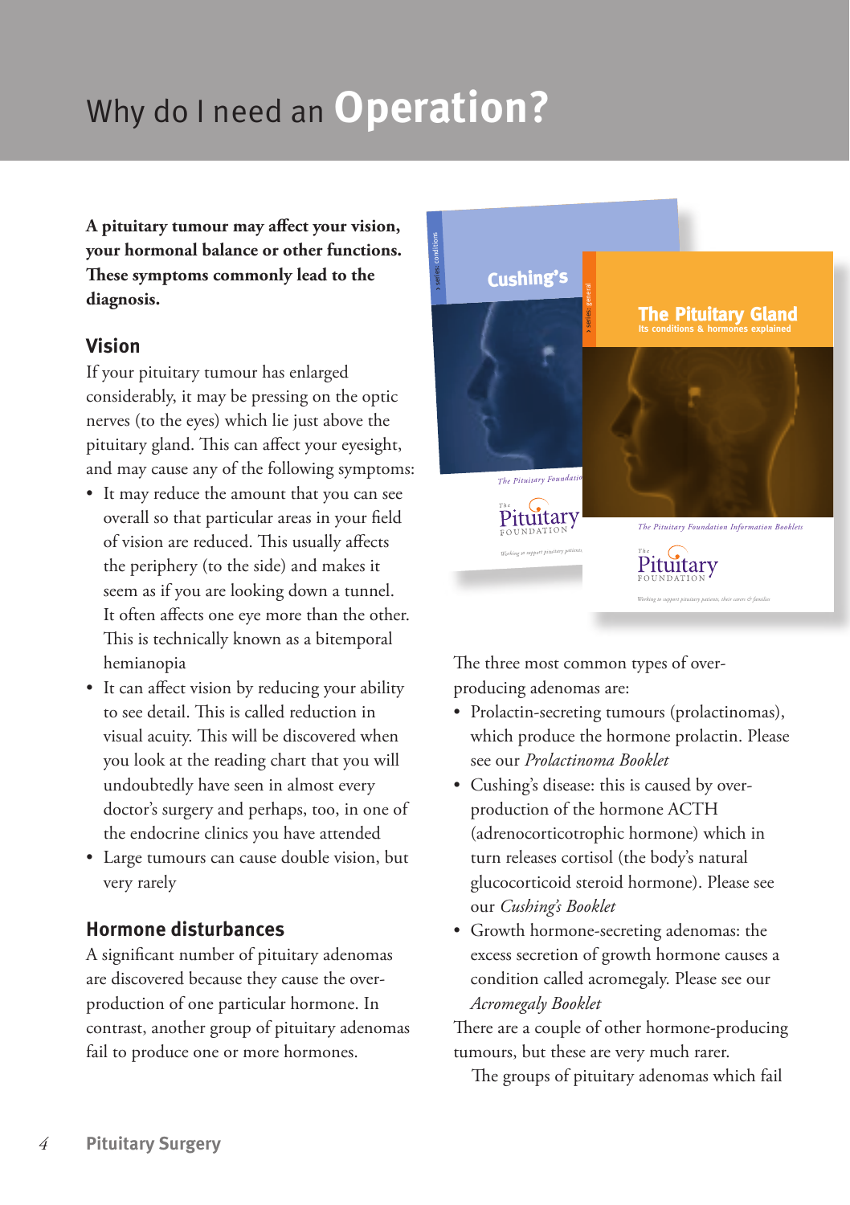# Why do I need an **Operation?**

**A pituitary tumour may affect your vision, your hormonal balance or other functions. These symptoms commonly lead to the diagnosis.**

## Vision

If your pituitary tumour has enlarged considerably, it may be pressing on the optic nerves (to the eyes) which lie just above the pituitary gland. This can affect your eyesight, and may cause any of the following symptoms:

- It may reduce the amount that you can see overall so that particular areas in your field of vision are reduced. This usually affects the periphery (to the side) and makes it seem as if you are looking down a tunnel. It often affects one eye more than the other. This is technically known as a bitemporal hemianopia
- It can affect vision by reducing your ability to see detail. This is called reduction in visual acuity. This will be discovered when you look at the reading chart that you will undoubtedly have seen in almost every doctor's surgery and perhaps, too, in one of the endocrine clinics you have attended
- Large tumours can cause double vision, but very rarely

## Hormone disturbances

A significant number of pituitary adenomas are discovered because they cause the over-production of one particular hormone. In contrast, another group of pituitary adenomas fail to produce one or more hormones.

The three most common types of over-producing adenomas are:

- Prolactin-secreting tumours (prolactinomas), which produce the hormone prolactin. Please see our *Prolactinoma Booklet*
- Cushing's disease: this is caused by over-production of the hormone ACTH (adrenocorticotrophic hormone) which in turn releases cortisol (the body's natural glucocorticoid steroid hormone). Please see our *Cushing's Booklet*
- Growth hormone-secreting adenomas: the excess secretion of growth hormone causes a condition called acromegaly. Please see our *Acromegaly Booklet*

There are a couple of other hormone-producing tumours, but these are very much rarer.

The groups of pituitary adenomas which fail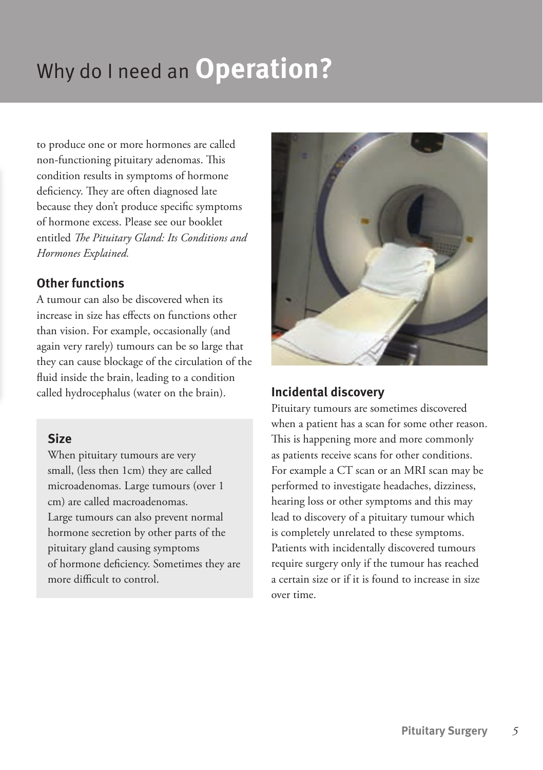# Why do I need an **Operation?**

to produce one or more hormones are called non-functioning pituitary adenomas. This condition results in symptoms of hormone deficiency. They are often diagnosed late because they don't produce specific symptoms of hormone excess. Please see our booklet entitled *The Pituitary Gland: Its Conditions and Hormones Explained.*

### Other functions

A tumour can also be discovered when its increase in size has effects on functions other than vision. For example, occasionally (and again very rarely) tumours can be so large that they can cause blockage of the circulation of the fluid inside the brain, leading to a condition called hydrocephalus (water on the brain).

### Size

When pituitary tumours are very small, (less then 1cm) they are called microadenomas. Large tumours (over 1 cm) are called macroadenomas.
Large tumours can also prevent normal hormone secretion by other parts of the pituitary gland causing symptoms of hormone deficiency. Sometimes they are more difficult to control.

### Incidental discovery

Pituitary tumours are sometimes discovered when a patient has a scan for some other reason. This is happening more and more commonly as patients receive scans for other conditions. For example a CT scan or an MRI scan may be performed to investigate headaches, dizziness, hearing loss or other symptoms and this may lead to discovery of a pituitary tumour which is completely unrelated to these symptoms. Patients with incidentally discovered tumours require surgery only if the tumour has reached a certain size or if it is found to increase in size over time.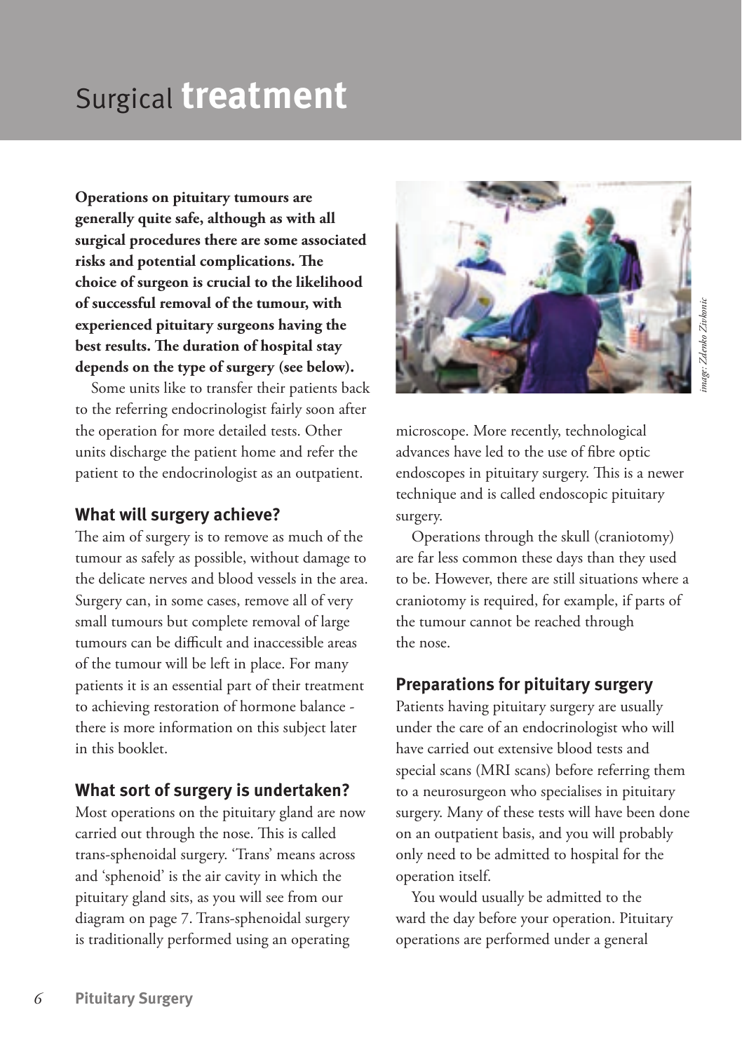# Surgical **treatment**

**Operations on pituitary tumours are generally quite safe, although as with all surgical procedures there are some associated risks and potential complications. The choice of surgeon is crucial to the likelihood of successful removal of the tumour, with experienced pituitary surgeons having the best results. The duration of hospital stay depends on the type of surgery (see below).**

Some units like to transfer their patients back to the referring endocrinologist fairly soon after the operation for more detailed tests. Other units discharge the patient home and refer the patient to the endocrinologist as an outpatient.

## What will surgery achieve?

The aim of surgery is to remove as much of the tumour as safely as possible, without damage to the delicate nerves and blood vessels in the area. Surgery can, in some cases, remove all of very small tumours but complete removal of large tumours can be difficult and inaccessible areas of the tumour will be left in place. For many patients it is an essential part of their treatment to achieving restoration of hormone balance - there is more information on this subject later in this booklet.

## What sort of surgery is undertaken?

Most operations on the pituitary gland are now carried out through the nose. This is called trans-sphenoidal surgery. 'Trans' means across and 'sphenoid' is the air cavity in which the pituitary gland sits, as you will see from our diagram on page 7. Trans-sphenoidal surgery is traditionally performed using an operating microscope. More recently, technological advances have led to the use of fibre optic endoscopes in pituitary surgery. This is a newer technique and is called endoscopic pituitary surgery.

*image: Zdenko Zivkovic*

Operations through the skull (craniotomy) are far less common these days than they used to be. However, there are still situations where a craniotomy is required, for example, if parts of the tumour cannot be reached through the nose.

## Preparations for pituitary surgery

Patients having pituitary surgery are usually under the care of an endocrinologist who will have carried out extensive blood tests and special scans (MRI scans) before referring them to a neurosurgeon who specialises in pituitary surgery. Many of these tests will have been done on an outpatient basis, and you will probably only need to be admitted to hospital for the operation itself.

You would usually be admitted to the ward the day before your operation. Pituitary operations are performed under a general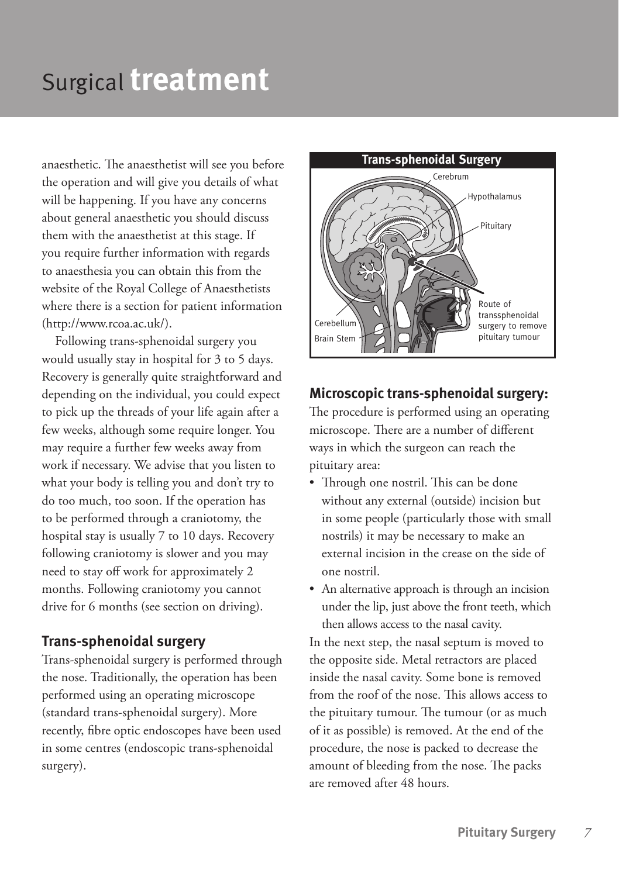# Surgical **treatment**

anaesthetic. The anaesthetist will see you before the operation and will give you details of what will be happening. If you have any concerns about general anaesthetic you should discuss them with the anaesthetist at this stage. If you require further information with regards to anaesthesia you can obtain this from the website of the Royal College of Anaesthetists where there is a section for patient information (http://www.rcoa.ac.uk/).

Following trans-sphenoidal surgery you would usually stay in hospital for 3 to 5 days. Recovery is generally quite straightforward and depending on the individual, you could expect to pick up the threads of your life again after a few weeks, although some require longer. You may require a further few weeks away from work if necessary. We advise that you listen to what your body is telling you and don't try to do too much, too soon. If the operation has to be performed through a craniotomy, the hospital stay is usually 7 to 10 days. Recovery following craniotomy is slower and you may need to stay off work for approximately 2 months. Following craniotomy you cannot drive for 6 months (see section on driving).

### Trans-sphenoidal surgery

Trans-sphenoidal surgery is performed through the nose. Traditionally, the operation has been performed using an operating microscope (standard trans-sphenoidal surgery). More recently, fibre optic endoscopes have been used in some centres (endoscopic trans-sphenoidal surgery).

**Trans-sphenoidal Surgery**

Cerebrum, Hypothalamus, Pituitary, Cerebellum, Brain Stem, Route of transsphenoidal surgery to remove pituitary tumour

### Microscopic trans-sphenoidal surgery:

The procedure is performed using an operating microscope. There are a number of different ways in which the surgeon can reach the pituitary area:

- Through one nostril. This can be done without any external (outside) incision but in some people (particularly those with small nostrils) it may be necessary to make an external incision in the crease on the side of one nostril.
- An alternative approach is through an incision under the lip, just above the front teeth, which then allows access to the nasal cavity.

In the next step, the nasal septum is moved to the opposite side. Metal retractors are placed inside the nasal cavity. Some bone is removed from the roof of the nose. This allows access to the pituitary tumour. The tumour (or as much of it as possible) is removed. At the end of the procedure, the nose is packed to decrease the amount of bleeding from the nose. The packs are removed after 48 hours.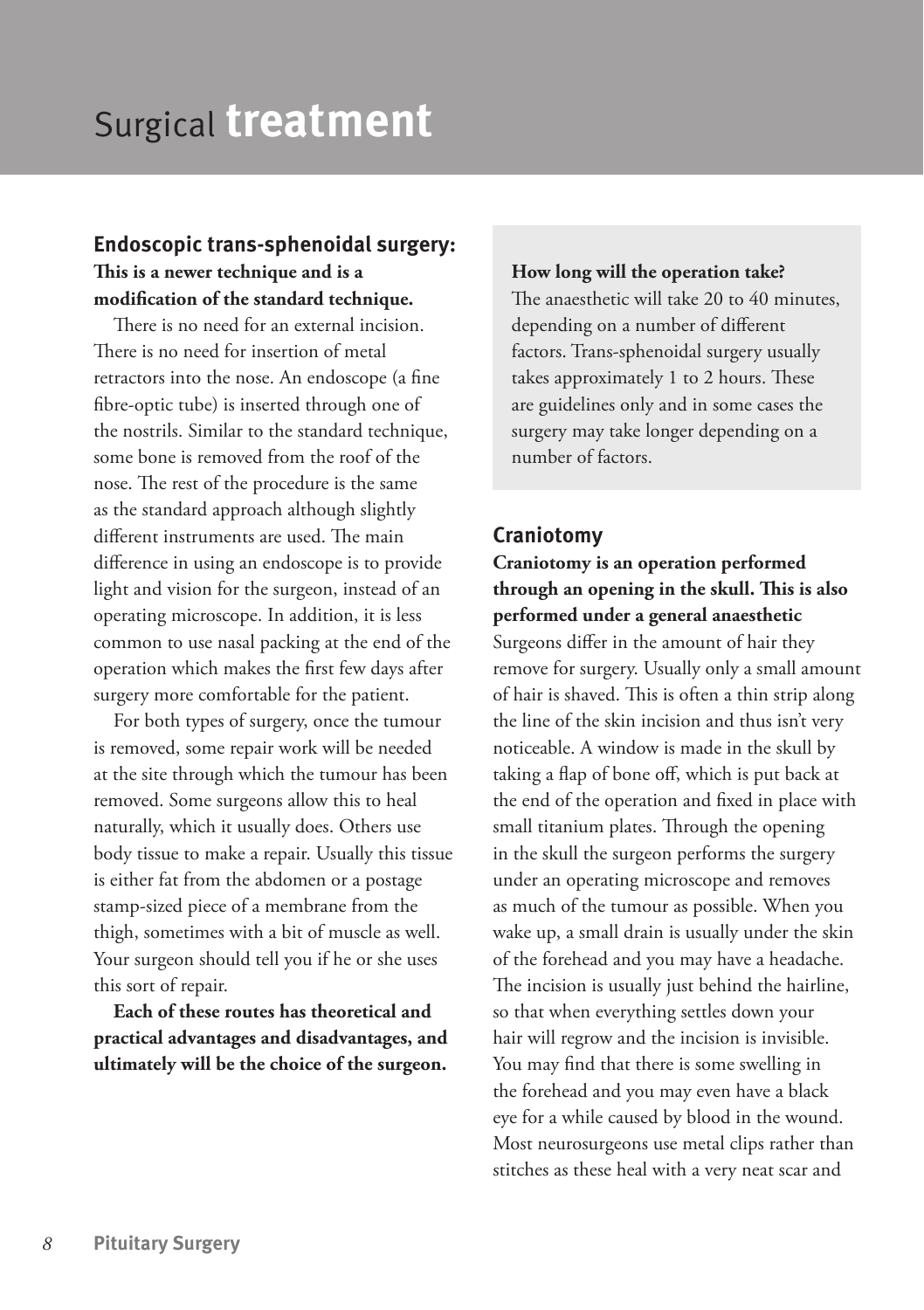# Surgical **treatment**

## Endoscopic trans-sphenoidal surgery:

**This is a newer technique and is a modification of the standard technique.**

There is no need for an external incision. There is no need for insertion of metal retractors into the nose. An endoscope (a fine fibre-optic tube) is inserted through one of the nostrils. Similar to the standard technique, some bone is removed from the roof of the nose. The rest of the procedure is the same as the standard approach although slightly different instruments are used. The main difference in using an endoscope is to provide light and vision for the surgeon, instead of an operating microscope. In addition, it is less common to use nasal packing at the end of the operation which makes the first few days after surgery more comfortable for the patient.

For both types of surgery, once the tumour is removed, some repair work will be needed at the site through which the tumour has been removed. Some surgeons allow this to heal naturally, which it usually does. Others use body tissue to make a repair. Usually this tissue is either fat from the abdomen or a postage stamp-sized piece of a membrane from the thigh, sometimes with a bit of muscle as well. Your surgeon should tell you if he or she uses this sort of repair.

**Each of these routes has theoretical and practical advantages and disadvantages, and ultimately will be the choice of the surgeon.**

**How long will the operation take?**
The anaesthetic will take 20 to 40 minutes, depending on a number of different factors. Trans-sphenoidal surgery usually takes approximately 1 to 2 hours. These are guidelines only and in some cases the surgery may take longer depending on a number of factors.

## Craniotomy

**Craniotomy is an operation performed through an opening in the skull. This is also performed under a general anaesthetic**

Surgeons differ in the amount of hair they remove for surgery. Usually only a small amount of hair is shaved. This is often a thin strip along the line of the skin incision and thus isn't very noticeable. A window is made in the skull by taking a flap of bone off, which is put back at the end of the operation and fixed in place with small titanium plates. Through the opening in the skull the surgeon performs the surgery under an operating microscope and removes as much of the tumour as possible. When you wake up, a small drain is usually under the skin of the forehead and you may have a headache. The incision is usually just behind the hairline, so that when everything settles down your hair will regrow and the incision is invisible. You may find that there is some swelling in the forehead and you may even have a black eye for a while caused by blood in the wound. Most neurosurgeons use metal clips rather than stitches as these heal with a very neat scar and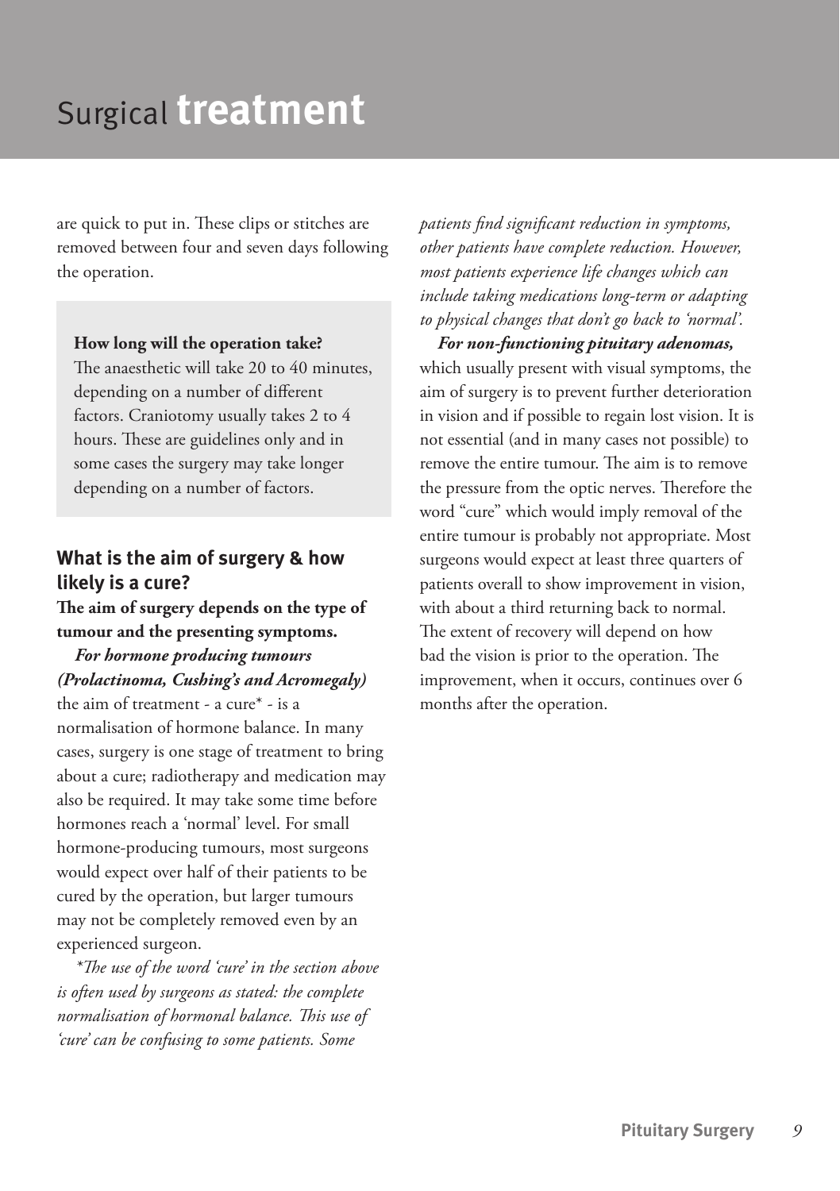# Surgical **treatment**

are quick to put in. These clips or stitches are removed between four and seven days following the operation.

> **How long will the operation take?**
> The anaesthetic will take 20 to 40 minutes, depending on a number of different factors. Craniotomy usually takes 2 to 4 hours. These are guidelines only and in some cases the surgery may take longer depending on a number of factors.

## What is the aim of surgery & how likely is a cure?

**The aim of surgery depends on the type of tumour and the presenting symptoms.**

***For hormone producing tumours (Prolactinoma, Cushing's and Acromegaly)*** the aim of treatment - a cure* - is a normalisation of hormone balance. In many cases, surgery is one stage of treatment to bring about a cure; radiotherapy and medication may also be required. It may take some time before hormones reach a 'normal' level. For small hormone-producing tumours, most surgeons would expect over half of their patients to be cured by the operation, but larger tumours may not be completely removed even by an experienced surgeon.

*\*The use of the word 'cure' in the section above is often used by surgeons as stated: the complete normalisation of hormonal balance. This use of 'cure' can be confusing to some patients. Some patients find significant reduction in symptoms, other patients have complete reduction. However, most patients experience life changes which can include taking medications long-term or adapting to physical changes that don't go back to 'normal'.*

***For non-functioning pituitary adenomas,*** which usually present with visual symptoms, the aim of surgery is to prevent further deterioration in vision and if possible to regain lost vision. It is not essential (and in many cases not possible) to remove the entire tumour. The aim is to remove the pressure from the optic nerves. Therefore the word "cure" which would imply removal of the entire tumour is probably not appropriate. Most surgeons would expect at least three quarters of patients overall to show improvement in vision, with about a third returning back to normal. The extent of recovery will depend on how bad the vision is prior to the operation. The improvement, when it occurs, continues over 6 months after the operation.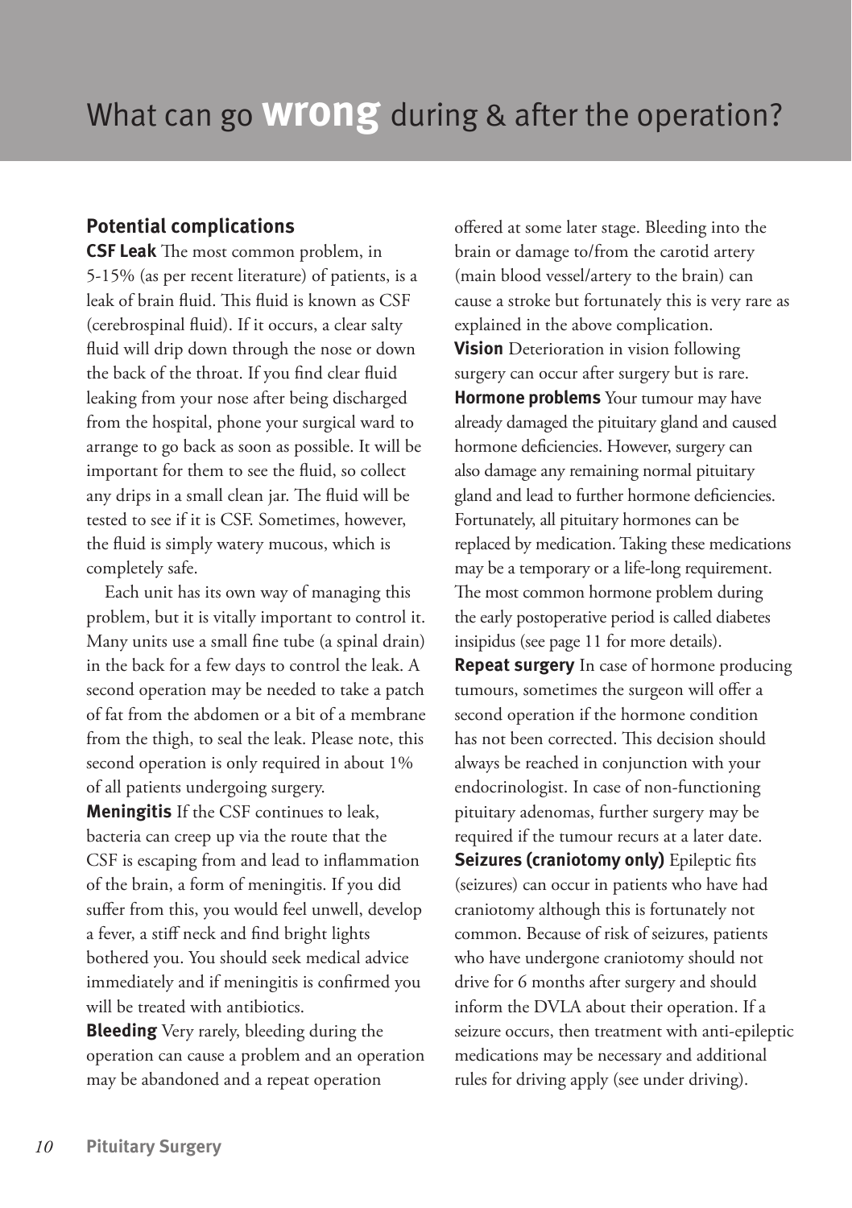# What can go **wrong** during & after the operation?

## Potential complications

**CSF Leak** The most common problem, in 5-15% (as per recent literature) of patients, is a leak of brain fluid. This fluid is known as CSF (cerebrospinal fluid). If it occurs, a clear salty fluid will drip down through the nose or down the back of the throat. If you find clear fluid leaking from your nose after being discharged from the hospital, phone your surgical ward to arrange to go back as soon as possible. It will be important for them to see the fluid, so collect any drips in a small clean jar. The fluid will be tested to see if it is CSF. Sometimes, however, the fluid is simply watery mucous, which is completely safe.

Each unit has its own way of managing this problem, but it is vitally important to control it. Many units use a small fine tube (a spinal drain) in the back for a few days to control the leak. A second operation may be needed to take a patch of fat from the abdomen or a bit of a membrane from the thigh, to seal the leak. Please note, this second operation is only required in about 1% of all patients undergoing surgery.

**Meningitis** If the CSF continues to leak, bacteria can creep up via the route that the CSF is escaping from and lead to inflammation of the brain, a form of meningitis. If you did suffer from this, you would feel unwell, develop a fever, a stiff neck and find bright lights bothered you. You should seek medical advice immediately and if meningitis is confirmed you will be treated with antibiotics.

**Bleeding** Very rarely, bleeding during the operation can cause a problem and an operation may be abandoned and a repeat operation offered at some later stage. Bleeding into the brain or damage to/from the carotid artery (main blood vessel/artery to the brain) can cause a stroke but fortunately this is very rare as explained in the above complication.

**Vision** Deterioration in vision following surgery can occur after surgery but is rare.

**Hormone problems** Your tumour may have already damaged the pituitary gland and caused hormone deficiencies. However, surgery can also damage any remaining normal pituitary gland and lead to further hormone deficiencies. Fortunately, all pituitary hormones can be replaced by medication. Taking these medications may be a temporary or a life-long requirement. The most common hormone problem during the early postoperative period is called diabetes insipidus (see page 11 for more details).

**Repeat surgery** In case of hormone producing tumours, sometimes the surgeon will offer a second operation if the hormone condition has not been corrected. This decision should always be reached in conjunction with your endocrinologist. In case of non-functioning pituitary adenomas, further surgery may be required if the tumour recurs at a later date.

**Seizures (craniotomy only)** Epileptic fits (seizures) can occur in patients who have had craniotomy although this is fortunately not common. Because of risk of seizures, patients who have undergone craniotomy should not drive for 6 months after surgery and should inform the DVLA about their operation. If a seizure occurs, then treatment with anti-epileptic medications may be necessary and additional rules for driving apply (see under driving).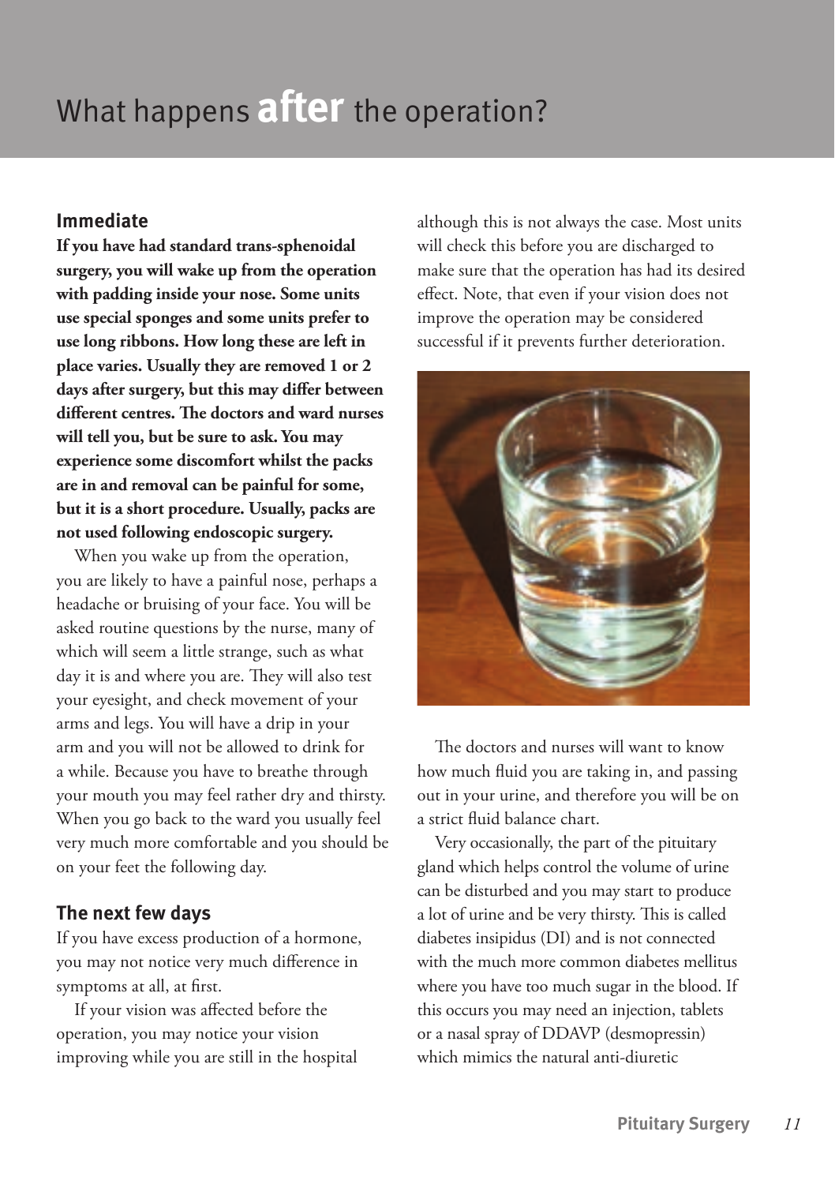# What happens **after** the operation?

## Immediate

**If you have had standard trans-sphenoidal surgery, you will wake up from the operation with padding inside your nose. Some units use special sponges and some units prefer to use long ribbons. How long these are left in place varies. Usually they are removed 1 or 2 days after surgery, but this may differ between different centres. The doctors and ward nurses will tell you, but be sure to ask. You may experience some discomfort whilst the packs are in and removal can be painful for some, but it is a short procedure. Usually, packs are not used following endoscopic surgery.**

When you wake up from the operation, you are likely to have a painful nose, perhaps a headache or bruising of your face. You will be asked routine questions by the nurse, many of which will seem a little strange, such as what day it is and where you are. They will also test your eyesight, and check movement of your arms and legs. You will have a drip in your arm and you will not be allowed to drink for a while. Because you have to breathe through your mouth you may feel rather dry and thirsty. When you go back to the ward you usually feel very much more comfortable and you should be on your feet the following day.

## The next few days

If you have excess production of a hormone, you may not notice very much difference in symptoms at all, at first.

If your vision was affected before the operation, you may notice your vision improving while you are still in the hospital although this is not always the case. Most units will check this before you are discharged to make sure that the operation has had its desired effect. Note, that even if your vision does not improve the operation may be considered successful if it prevents further deterioration.

The doctors and nurses will want to know how much fluid you are taking in, and passing out in your urine, and therefore you will be on a strict fluid balance chart.

Very occasionally, the part of the pituitary gland which helps control the volume of urine can be disturbed and you may start to produce a lot of urine and be very thirsty. This is called diabetes insipidus (DI) and is not connected with the much more common diabetes mellitus where you have too much sugar in the blood. If this occurs you may need an injection, tablets or a nasal spray of DDAVP (desmopressin) which mimics the natural anti-diuretic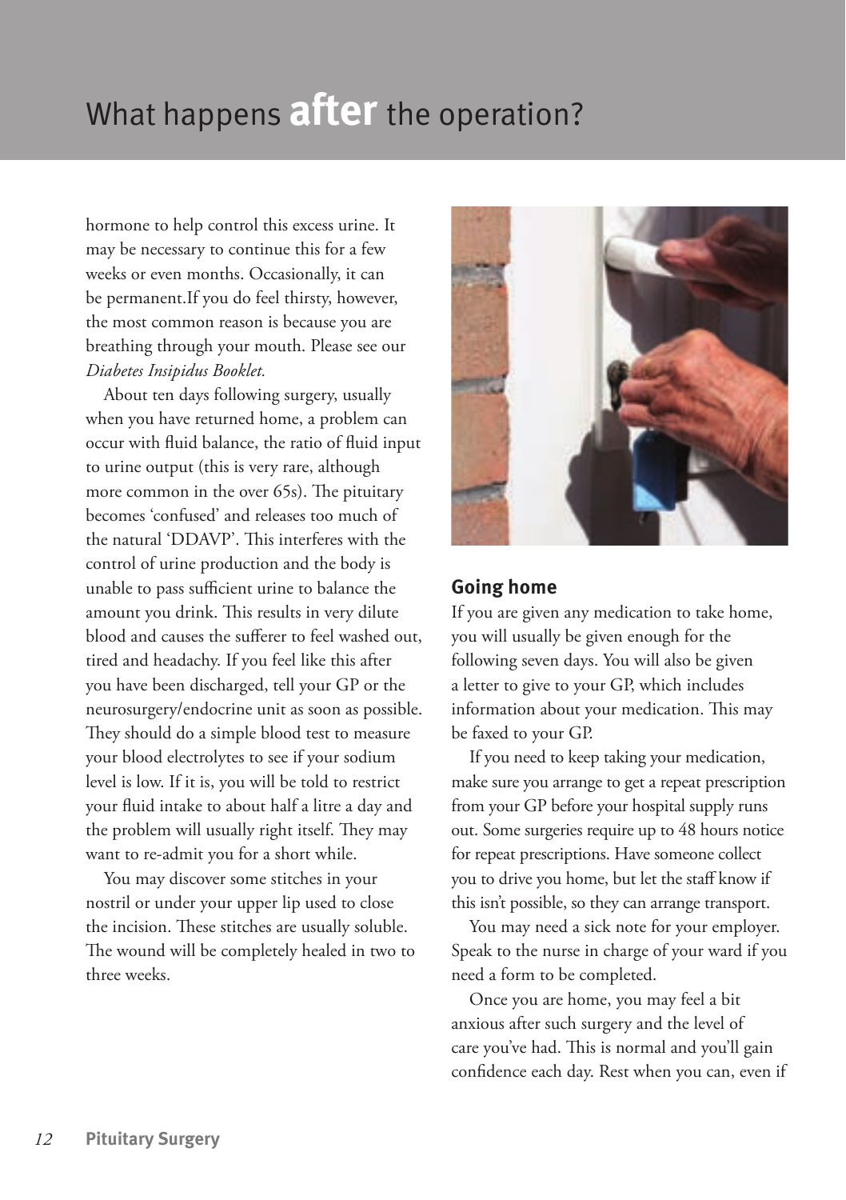# What happens **after** the operation?

hormone to help control this excess urine. It may be necessary to continue this for a few weeks or even months. Occasionally, it can be permanent.If you do feel thirsty, however, the most common reason is because you are breathing through your mouth. Please see our *Diabetes Insipidus Booklet.*

About ten days following surgery, usually when you have returned home, a problem can occur with fluid balance, the ratio of fluid input to urine output (this is very rare, although more common in the over 65s). The pituitary becomes 'confused' and releases too much of the natural 'DDAVP'. This interferes with the control of urine production and the body is unable to pass sufficient urine to balance the amount you drink. This results in very dilute blood and causes the sufferer to feel washed out, tired and headachy. If you feel like this after you have been discharged, tell your GP or the neurosurgery/endocrine unit as soon as possible. They should do a simple blood test to measure your blood electrolytes to see if your sodium level is low. If it is, you will be told to restrict your fluid intake to about half a litre a day and the problem will usually right itself. They may want to re-admit you for a short while.

You may discover some stitches in your nostril or under your upper lip used to close the incision. These stitches are usually soluble. The wound will be completely healed in two to three weeks.

## Going home

If you are given any medication to take home, you will usually be given enough for the following seven days. You will also be given a letter to give to your GP, which includes information about your medication. This may be faxed to your GP.

If you need to keep taking your medication, make sure you arrange to get a repeat prescription from your GP before your hospital supply runs out. Some surgeries require up to 48 hours notice for repeat prescriptions. Have someone collect you to drive you home, but let the staff know if this isn't possible, so they can arrange transport.

You may need a sick note for your employer. Speak to the nurse in charge of your ward if you need a form to be completed.

Once you are home, you may feel a bit anxious after such surgery and the level of care you've had. This is normal and you'll gain confidence each day. Rest when you can, even if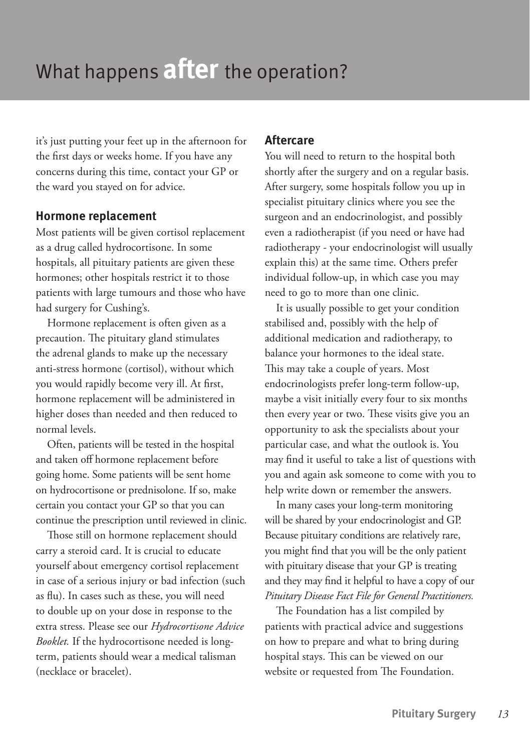# What happens **after** the operation?

it's just putting your feet up in the afternoon for the first days or weeks home. If you have any concerns during this time, contact your GP or the ward you stayed on for advice.

## Hormone replacement

Most patients will be given cortisol replacement as a drug called hydrocortisone. In some hospitals, all pituitary patients are given these hormones; other hospitals restrict it to those patients with large tumours and those who have had surgery for Cushing's.

Hormone replacement is often given as a precaution. The pituitary gland stimulates the adrenal glands to make up the necessary anti-stress hormone (cortisol), without which you would rapidly become very ill. At first, hormone replacement will be administered in higher doses than needed and then reduced to normal levels.

Often, patients will be tested in the hospital and taken off hormone replacement before going home. Some patients will be sent home on hydrocortisone or prednisolone. If so, make certain you contact your GP so that you can continue the prescription until reviewed in clinic.

Those still on hormone replacement should carry a steroid card. It is crucial to educate yourself about emergency cortisol replacement in case of a serious injury or bad infection (such as flu). In cases such as these, you will need to double up on your dose in response to the extra stress. Please see our *Hydrocortisone Advice Booklet.* If the hydrocortisone needed is long-term, patients should wear a medical talisman (necklace or bracelet).

## Aftercare

You will need to return to the hospital both shortly after the surgery and on a regular basis. After surgery, some hospitals follow you up in specialist pituitary clinics where you see the surgeon and an endocrinologist, and possibly even a radiotherapist (if you need or have had radiotherapy - your endocrinologist will usually explain this) at the same time. Others prefer individual follow-up, in which case you may need to go to more than one clinic.

It is usually possible to get your condition stabilised and, possibly with the help of additional medication and radiotherapy, to balance your hormones to the ideal state. This may take a couple of years. Most endocrinologists prefer long-term follow-up, maybe a visit initially every four to six months then every year or two. These visits give you an opportunity to ask the specialists about your particular case, and what the outlook is. You may find it useful to take a list of questions with you and again ask someone to come with you to help write down or remember the answers.

In many cases your long-term monitoring will be shared by your endocrinologist and GP. Because pituitary conditions are relatively rare, you might find that you will be the only patient with pituitary disease that your GP is treating and they may find it helpful to have a copy of our *Pituitary Disease Fact File for General Practitioners.*

The Foundation has a list compiled by patients with practical advice and suggestions on how to prepare and what to bring during hospital stays. This can be viewed on our website or requested from The Foundation.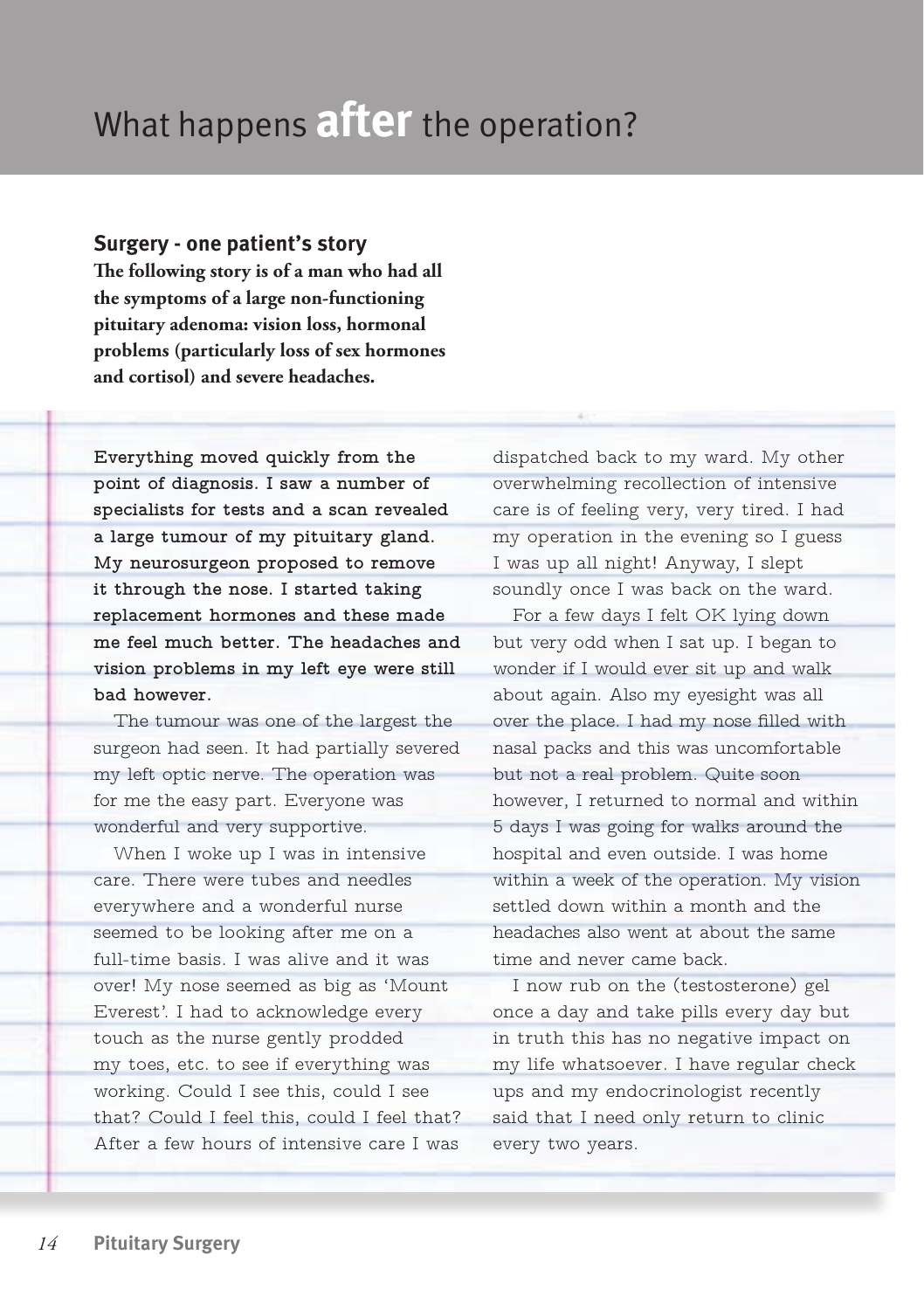# What happens **after** the operation?

### Surgery - one patient's story

**The following story is of a man who had all the symptoms of a large non-functioning pituitary adenoma: vision loss, hormonal problems (particularly loss of sex hormones and cortisol) and severe headaches.**

**Everything moved quickly from the point of diagnosis. I saw a number of specialists for tests and a scan revealed a large tumour of my pituitary gland. My neurosurgeon proposed to remove it through the nose. I started taking replacement hormones and these made me feel much better. The headaches and vision problems in my left eye were still bad however.**

The tumour was one of the largest the surgeon had seen. It had partially severed my left optic nerve. The operation was for me the easy part. Everyone was wonderful and very supportive.

When I woke up I was in intensive care. There were tubes and needles everywhere and a wonderful nurse seemed to be looking after me on a full-time basis. I was alive and it was over! My nose seemed as big as 'Mount Everest'. I had to acknowledge every touch as the nurse gently prodded my toes, etc. to see if everything was working. Could I see this, could I see that? Could I feel this, could I feel that? After a few hours of intensive care I was dispatched back to my ward. My other overwhelming recollection of intensive care is of feeling very, very tired. I had my operation in the evening so I guess I was up all night! Anyway, I slept soundly once I was back on the ward.

For a few days I felt OK lying down but very odd when I sat up. I began to wonder if I would ever sit up and walk about again. Also my eyesight was all over the place. I had my nose filled with nasal packs and this was uncomfortable but not a real problem. Quite soon however, I returned to normal and within 5 days I was going for walks around the hospital and even outside. I was home within a week of the operation. My vision settled down within a month and the headaches also went at about the same time and never came back.

I now rub on the (testosterone) gel once a day and take pills every day but in truth this has no negative impact on my life whatsoever. I have regular check ups and my endocrinologist recently said that I need only return to clinic every two years.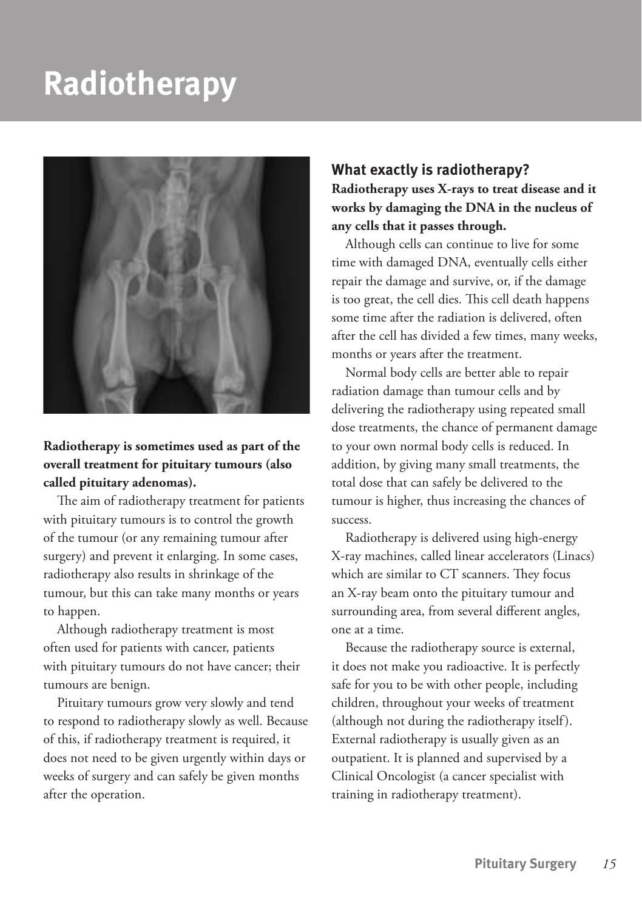# Radiotherapy

**Radiotherapy is sometimes used as part of the overall treatment for pituitary tumours (also called pituitary adenomas).**

The aim of radiotherapy treatment for patients with pituitary tumours is to control the growth of the tumour (or any remaining tumour after surgery) and prevent it enlarging. In some cases, radiotherapy also results in shrinkage of the tumour, but this can take many months or years to happen.

Although radiotherapy treatment is most often used for patients with cancer, patients with pituitary tumours do not have cancer; their tumours are benign.

Pituitary tumours grow very slowly and tend to respond to radiotherapy slowly as well. Because of this, if radiotherapy treatment is required, it does not need to be given urgently within days or weeks of surgery and can safely be given months after the operation.

## What exactly is radiotherapy?

**Radiotherapy uses X-rays to treat disease and it works by damaging the DNA in the nucleus of any cells that it passes through.**

Although cells can continue to live for some time with damaged DNA, eventually cells either repair the damage and survive, or, if the damage is too great, the cell dies. This cell death happens some time after the radiation is delivered, often after the cell has divided a few times, many weeks, months or years after the treatment.

Normal body cells are better able to repair radiation damage than tumour cells and by delivering the radiotherapy using repeated small dose treatments, the chance of permanent damage to your own normal body cells is reduced. In addition, by giving many small treatments, the total dose that can safely be delivered to the tumour is higher, thus increasing the chances of success.

Radiotherapy is delivered using high-energy X-ray machines, called linear accelerators (Linacs) which are similar to CT scanners. They focus an X-ray beam onto the pituitary tumour and surrounding area, from several different angles, one at a time.

Because the radiotherapy source is external, it does not make you radioactive. It is perfectly safe for you to be with other people, including children, throughout your weeks of treatment (although not during the radiotherapy itself). External radiotherapy is usually given as an outpatient. It is planned and supervised by a Clinical Oncologist (a cancer specialist with training in radiotherapy treatment).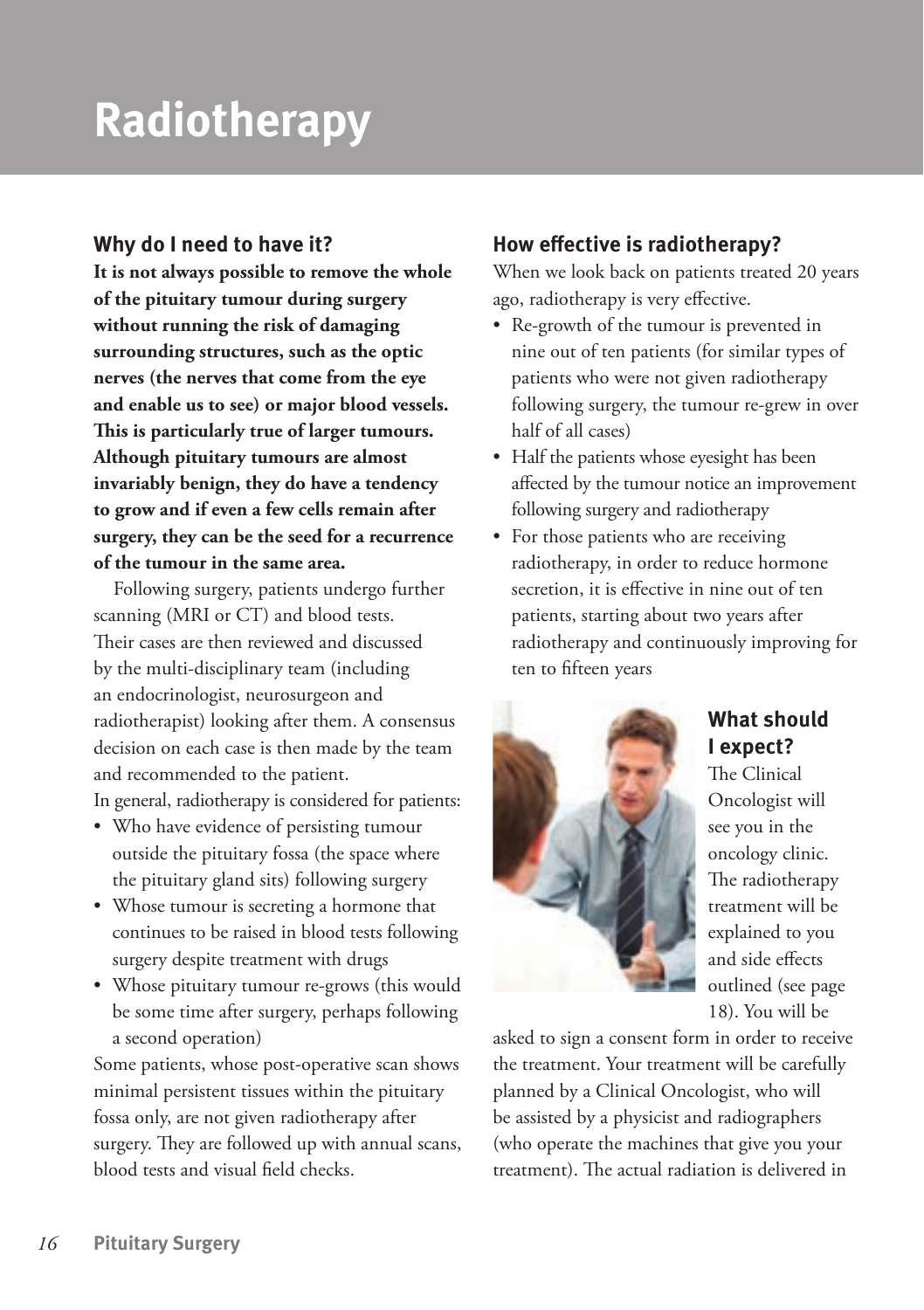# Radiotherapy

## Why do I need to have it?

**It is not always possible to remove the whole of the pituitary tumour during surgery without running the risk of damaging surrounding structures, such as the optic nerves (the nerves that come from the eye and enable us to see) or major blood vessels. This is particularly true of larger tumours. Although pituitary tumours are almost invariably benign, they do have a tendency to grow and if even a few cells remain after surgery, they can be the seed for a recurrence of the tumour in the same area.**

Following surgery, patients undergo further scanning (MRI or CT) and blood tests. Their cases are then reviewed and discussed by the multi-disciplinary team (including an endocrinologist, neurosurgeon and radiotherapist) looking after them. A consensus decision on each case is then made by the team and recommended to the patient.

In general, radiotherapy is considered for patients:

- Who have evidence of persisting tumour outside the pituitary fossa (the space where the pituitary gland sits) following surgery
- Whose tumour is secreting a hormone that continues to be raised in blood tests following surgery despite treatment with drugs
- Whose pituitary tumour re-grows (this would be some time after surgery, perhaps following a second operation)

Some patients, whose post-operative scan shows minimal persistent tissues within the pituitary fossa only, are not given radiotherapy after surgery. They are followed up with annual scans, blood tests and visual field checks.

## How effective is radiotherapy?

When we look back on patients treated 20 years ago, radiotherapy is very effective.

- Re-growth of the tumour is prevented in nine out of ten patients (for similar types of patients who were not given radiotherapy following surgery, the tumour re-grew in over half of all cases)
- Half the patients whose eyesight has been affected by the tumour notice an improvement following surgery and radiotherapy
- For those patients who are receiving radiotherapy, in order to reduce hormone secretion, it is effective in nine out of ten patients, starting about two years after radiotherapy and continuously improving for ten to fifteen years

## What should I expect?

The Clinical Oncologist will see you in the oncology clinic. The radiotherapy treatment will be explained to you and side effects outlined (see page 18). You will be asked to sign a consent form in order to receive the treatment. Your treatment will be carefully planned by a Clinical Oncologist, who will be assisted by a physicist and radiographers (who operate the machines that give you your treatment). The actual radiation is delivered in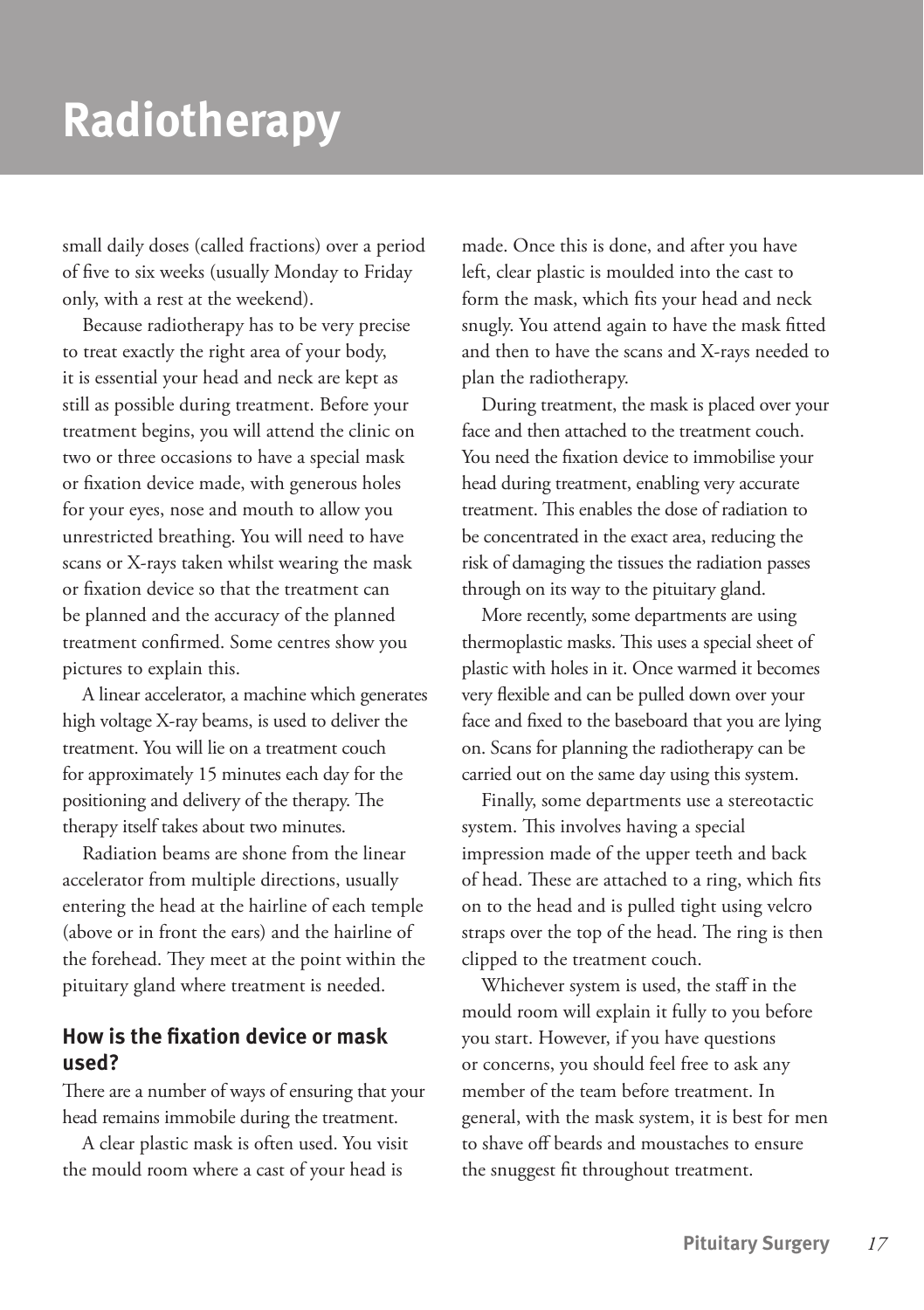# Radiotherapy

small daily doses (called fractions) over a period of five to six weeks (usually Monday to Friday only, with a rest at the weekend).

Because radiotherapy has to be very precise to treat exactly the right area of your body, it is essential your head and neck are kept as still as possible during treatment. Before your treatment begins, you will attend the clinic on two or three occasions to have a special mask or fixation device made, with generous holes for your eyes, nose and mouth to allow you unrestricted breathing. You will need to have scans or X-rays taken whilst wearing the mask or fixation device so that the treatment can be planned and the accuracy of the planned treatment confirmed. Some centres show you pictures to explain this.

A linear accelerator, a machine which generates high voltage X-ray beams, is used to deliver the treatment. You will lie on a treatment couch for approximately 15 minutes each day for the positioning and delivery of the therapy. The therapy itself takes about two minutes.

Radiation beams are shone from the linear accelerator from multiple directions, usually entering the head at the hairline of each temple (above or in front the ears) and the hairline of the forehead. They meet at the point within the pituitary gland where treatment is needed.

## How is the fixation device or mask used?

There are a number of ways of ensuring that your head remains immobile during the treatment.

A clear plastic mask is often used. You visit the mould room where a cast of your head is made. Once this is done, and after you have left, clear plastic is moulded into the cast to form the mask, which fits your head and neck snugly. You attend again to have the mask fitted and then to have the scans and X-rays needed to plan the radiotherapy.

During treatment, the mask is placed over your face and then attached to the treatment couch. You need the fixation device to immobilise your head during treatment, enabling very accurate treatment. This enables the dose of radiation to be concentrated in the exact area, reducing the risk of damaging the tissues the radiation passes through on its way to the pituitary gland.

More recently, some departments are using thermoplastic masks. This uses a special sheet of plastic with holes in it. Once warmed it becomes very flexible and can be pulled down over your face and fixed to the baseboard that you are lying on. Scans for planning the radiotherapy can be carried out on the same day using this system.

Finally, some departments use a stereotactic system. This involves having a special impression made of the upper teeth and back of head. These are attached to a ring, which fits on to the head and is pulled tight using velcro straps over the top of the head. The ring is then clipped to the treatment couch.

Whichever system is used, the staff in the mould room will explain it fully to you before you start. However, if you have questions or concerns, you should feel free to ask any member of the team before treatment. In general, with the mask system, it is best for men to shave off beards and moustaches to ensure the snuggest fit throughout treatment.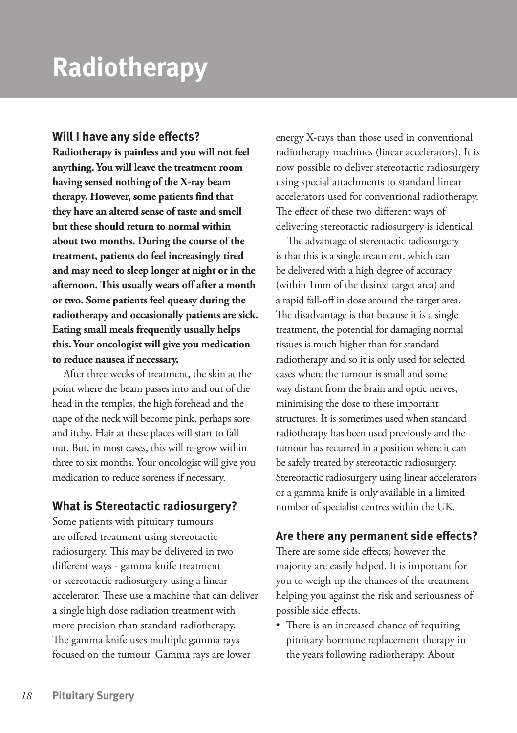# Radiotherapy

## Will I have any side effects?

**Radiotherapy is painless and you will not feel anything. You will leave the treatment room having sensed nothing of the X-ray beam therapy. However, some patients find that they have an altered sense of taste and smell but these should return to normal within about two months. During the course of the treatment, patients do feel increasingly tired and may need to sleep longer at night or in the afternoon. This usually wears off after a month or two. Some patients feel queasy during the radiotherapy and occasionally patients are sick. Eating small meals frequently usually helps this. Your oncologist will give you medication to reduce nausea if necessary.**

After three weeks of treatment, the skin at the point where the beam passes into and out of the head in the temples, the high forehead and the nape of the neck will become pink, perhaps sore and itchy. Hair at these places will start to fall out. But, in most cases, this will re-grow within three to six months. Your oncologist will give you medication to reduce soreness if necessary.

## What is Stereotactic radiosurgery?

Some patients with pituitary tumours are offered treatment using stereotactic radiosurgery. This may be delivered in two different ways - gamma knife treatment or stereotactic radiosurgery using a linear accelerator. These use a machine that can deliver a single high dose radiation treatment with more precision than standard radiotherapy. The gamma knife uses multiple gamma rays focused on the tumour. Gamma rays are lower energy X-rays than those used in conventional radiotherapy machines (linear accelerators). It is now possible to deliver stereotactic radiosurgery using special attachments to standard linear accelerators used for conventional radiotherapy. The effect of these two different ways of delivering stereotactic radiosurgery is identical.

The advantage of stereotactic radiosurgery is that this is a single treatment, which can be delivered with a high degree of accuracy (within 1mm of the desired target area) and a rapid fall-off in dose around the target area. The disadvantage is that because it is a single treatment, the potential for damaging normal tissues is much higher than for standard radiotherapy and so it is only used for selected cases where the tumour is small and some way distant from the brain and optic nerves, minimising the dose to these important structures. It is sometimes used when standard radiotherapy has been used previously and the tumour has recurred in a position where it can be safely treated by stereotactic radiosurgery. Stereotactic radiosurgery using linear accelerators or a gamma knife is only available in a limited number of specialist centres within the UK.

## Are there any permanent side effects?

There are some side effects; however the majority are easily helped. It is important for you to weigh up the chances of the treatment helping you against the risk and seriousness of possible side effects.

- There is an increased chance of requiring pituitary hormone replacement therapy in the years following radiotherapy. About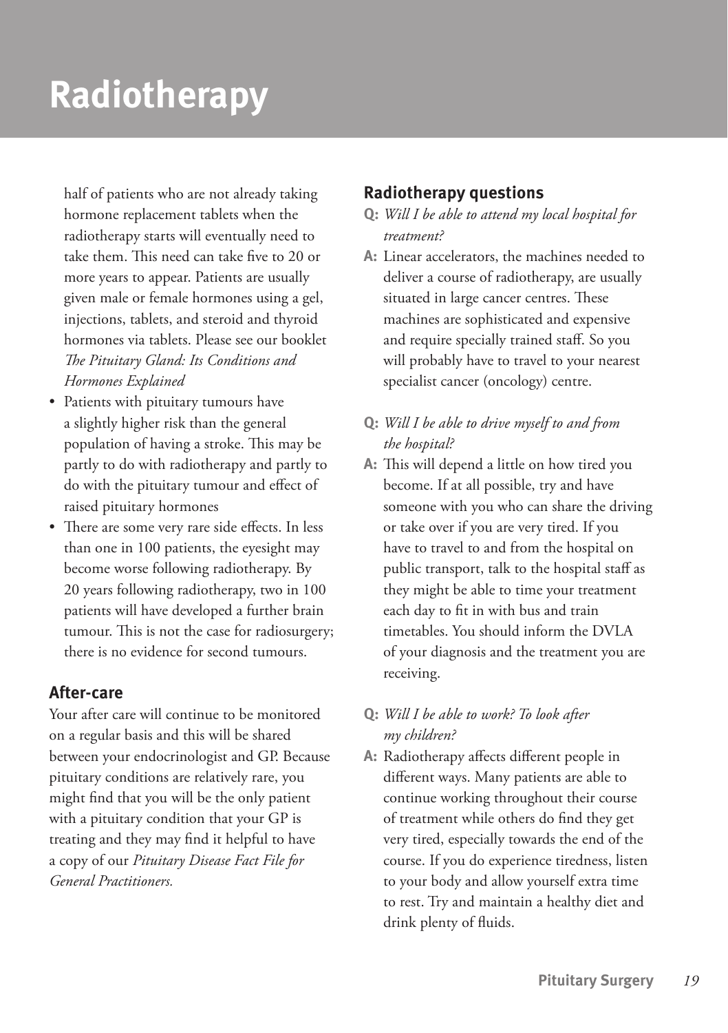# Radiotherapy

half of patients who are not already taking hormone replacement tablets when the radiotherapy starts will eventually need to take them. This need can take five to 20 or more years to appear. Patients are usually given male or female hormones using a gel, injections, tablets, and steroid and thyroid hormones via tablets. Please see our booklet *The Pituitary Gland: Its Conditions and Hormones Explained*

- Patients with pituitary tumours have a slightly higher risk than the general population of having a stroke. This may be partly to do with radiotherapy and partly to do with the pituitary tumour and effect of raised pituitary hormones
- There are some very rare side effects. In less than one in 100 patients, the eyesight may become worse following radiotherapy. By 20 years following radiotherapy, two in 100 patients will have developed a further brain tumour. This is not the case for radiosurgery; there is no evidence for second tumours.

## After-care

Your after care will continue to be monitored on a regular basis and this will be shared between your endocrinologist and GP. Because pituitary conditions are relatively rare, you might find that you will be the only patient with a pituitary condition that your GP is treating and they may find it helpful to have a copy of our *Pituitary Disease Fact File for General Practitioners.*

## Radiotherapy questions

**Q:** *Will I be able to attend my local hospital for treatment?*

**A:** Linear accelerators, the machines needed to deliver a course of radiotherapy, are usually situated in large cancer centres. These machines are sophisticated and expensive and require specially trained staff. So you will probably have to travel to your nearest specialist cancer (oncology) centre.

**Q:** *Will I be able to drive myself to and from the hospital?*

**A:** This will depend a little on how tired you become. If at all possible, try and have someone with you who can share the driving or take over if you are very tired. If you have to travel to and from the hospital on public transport, talk to the hospital staff as they might be able to time your treatment each day to fit in with bus and train timetables. You should inform the DVLA of your diagnosis and the treatment you are receiving.

**Q:** *Will I be able to work? To look after my children?*

**A:** Radiotherapy affects different people in different ways. Many patients are able to continue working throughout their course of treatment while others do find they get very tired, especially towards the end of the course. If you do experience tiredness, listen to your body and allow yourself extra time to rest. Try and maintain a healthy diet and drink plenty of fluids.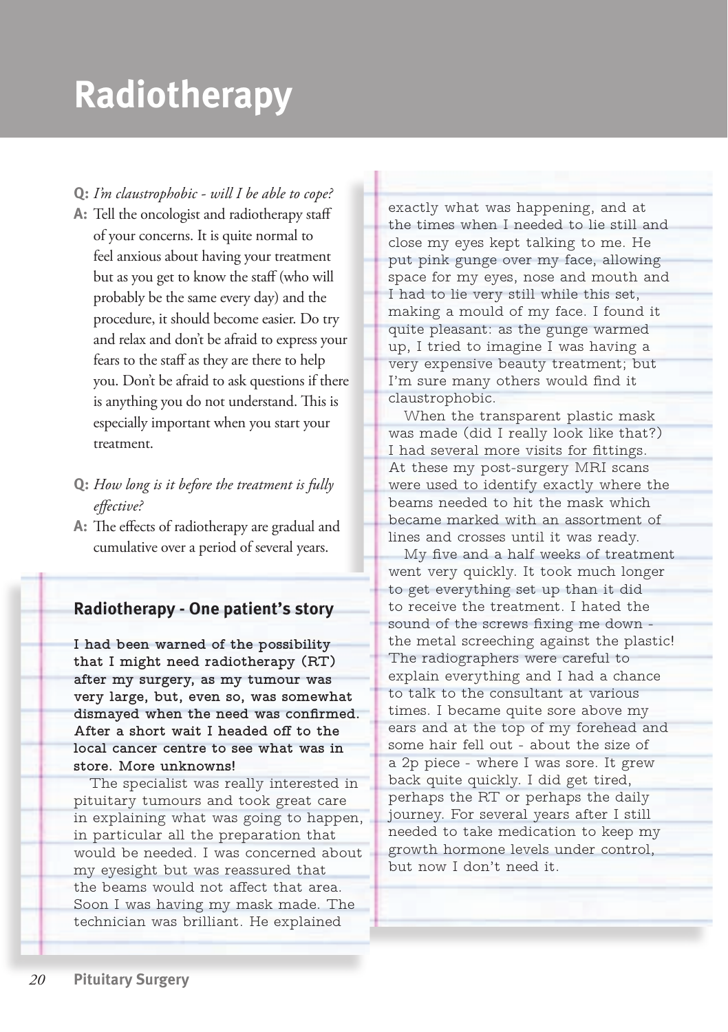# Radiotherapy

**Q:** *I'm claustrophobic - will I be able to cope?*

**A:** Tell the oncologist and radiotherapy staff of your concerns. It is quite normal to feel anxious about having your treatment but as you get to know the staff (who will probably be the same every day) and the procedure, it should become easier. Do try and relax and don't be afraid to express your fears to the staff as they are there to help you. Don't be afraid to ask questions if there is anything you do not understand. This is especially important when you start your treatment.

**Q:** *How long is it before the treatment is fully effective?*

**A:** The effects of radiotherapy are gradual and cumulative over a period of several years.

## Radiotherapy - One patient's story

**I had been warned of the possibility that I might need radiotherapy (RT) after my surgery, as my tumour was very large, but, even so, was somewhat dismayed when the need was confirmed. After a short wait I headed off to the local cancer centre to see what was in store. More unknowns!**

The specialist was really interested in pituitary tumours and took great care in explaining what was going to happen, in particular all the preparation that would be needed. I was concerned about my eyesight but was reassured that the beams would not affect that area. Soon I was having my mask made. The technician was brilliant. He explained exactly what was happening, and at the times when I needed to lie still and close my eyes kept talking to me. He put pink gunge over my face, allowing space for my eyes, nose and mouth and I had to lie very still while this set, making a mould of my face. I found it quite pleasant: as the gunge warmed up, I tried to imagine I was having a very expensive beauty treatment; but I'm sure many others would find it claustrophobic.

When the transparent plastic mask was made (did I really look like that?) I had several more visits for fittings. At these my post-surgery MRI scans were used to identify exactly where the beams needed to hit the mask which became marked with an assortment of lines and crosses until it was ready.

My five and a half weeks of treatment went very quickly. It took much longer to get everything set up than it did to receive the treatment. I hated the sound of the screws fixing me down - the metal screeching against the plastic! The radiographers were careful to explain everything and I had a chance to talk to the consultant at various times. I became quite sore above my ears and at the top of my forehead and some hair fell out - about the size of a 2p piece - where I was sore. It grew back quite quickly. I did get tired, perhaps the RT or perhaps the daily journey. For several years after I still needed to take medication to keep my growth hormone levels under control, but now I don't need it.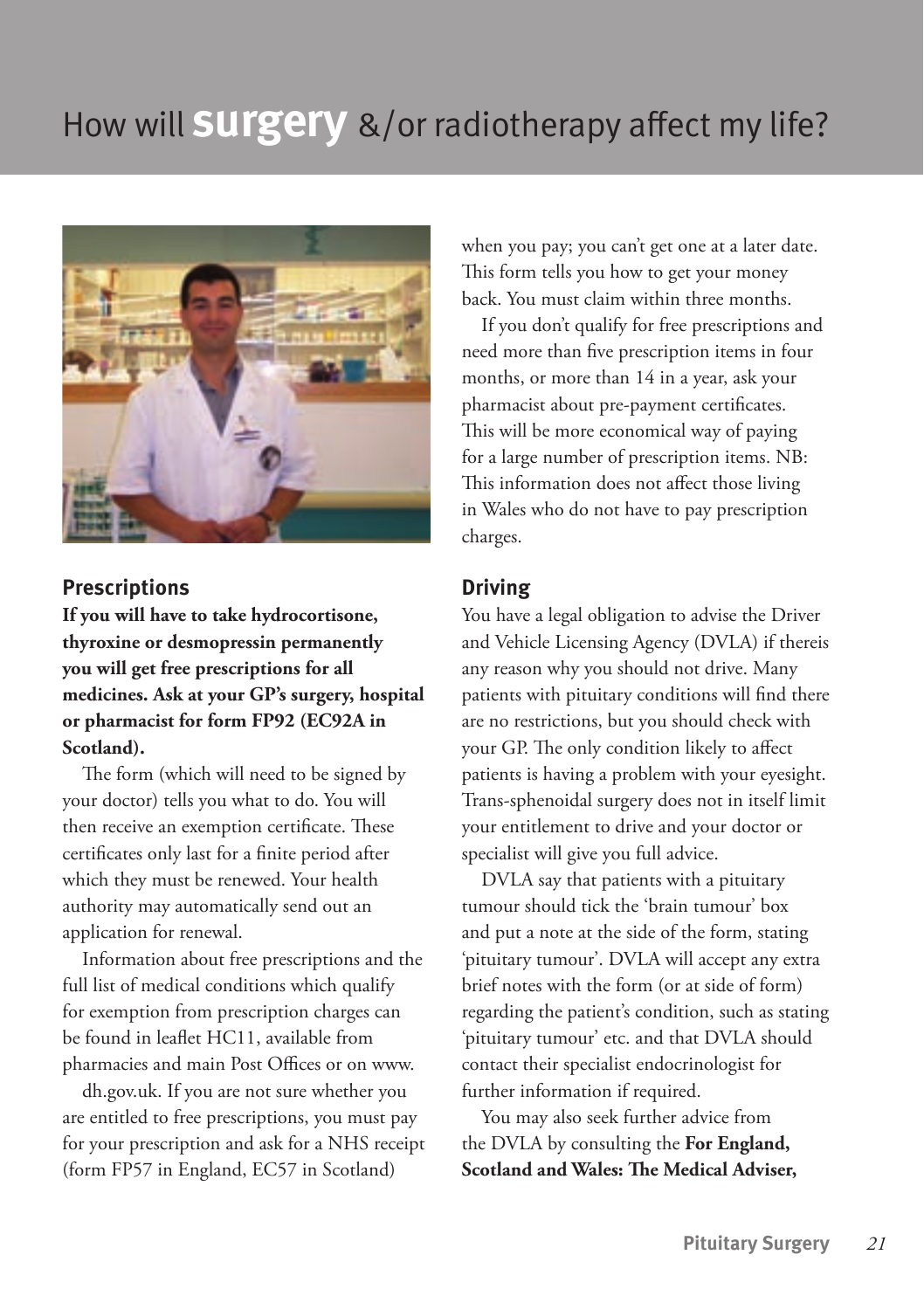# How will **surgery** &/or radiotherapy affect my life?

## Prescriptions

**If you will have to take hydrocortisone, thyroxine or desmopressin permanently you will get free prescriptions for all medicines. Ask at your GP's surgery, hospital or pharmacist for form FP92 (EC92A in Scotland).**

The form (which will need to be signed by your doctor) tells you what to do. You will then receive an exemption certificate. These certificates only last for a finite period after which they must be renewed. Your health authority may automatically send out an application for renewal.

Information about free prescriptions and the full list of medical conditions which qualify for exemption from prescription charges can be found in leaflet HC11, available from pharmacies and main Post Offices or on www.

dh.gov.uk. If you are not sure whether you are entitled to free prescriptions, you must pay for your prescription and ask for a NHS receipt (form FP57 in England, EC57 in Scotland) when you pay; you can't get one at a later date. This form tells you how to get your money back. You must claim within three months.

If you don't qualify for free prescriptions and need more than five prescription items in four months, or more than 14 in a year, ask your pharmacist about pre-payment certificates. This will be more economical way of paying for a large number of prescription items. NB: This information does not affect those living in Wales who do not have to pay prescription charges.

## Driving

You have a legal obligation to advise the Driver and Vehicle Licensing Agency (DVLA) if thereis any reason why you should not drive. Many patients with pituitary conditions will find there are no restrictions, but you should check with your GP. The only condition likely to affect patients is having a problem with your eyesight. Trans-sphenoidal surgery does not in itself limit your entitlement to drive and your doctor or specialist will give you full advice.

DVLA say that patients with a pituitary tumour should tick the 'brain tumour' box and put a note at the side of the form, stating 'pituitary tumour'. DVLA will accept any extra brief notes with the form (or at side of form) regarding the patient's condition, such as stating 'pituitary tumour' etc. and that DVLA should contact their specialist endocrinologist for further information if required.

You may also seek further advice from the DVLA by consulting the **For England, Scotland and Wales: The Medical Adviser,**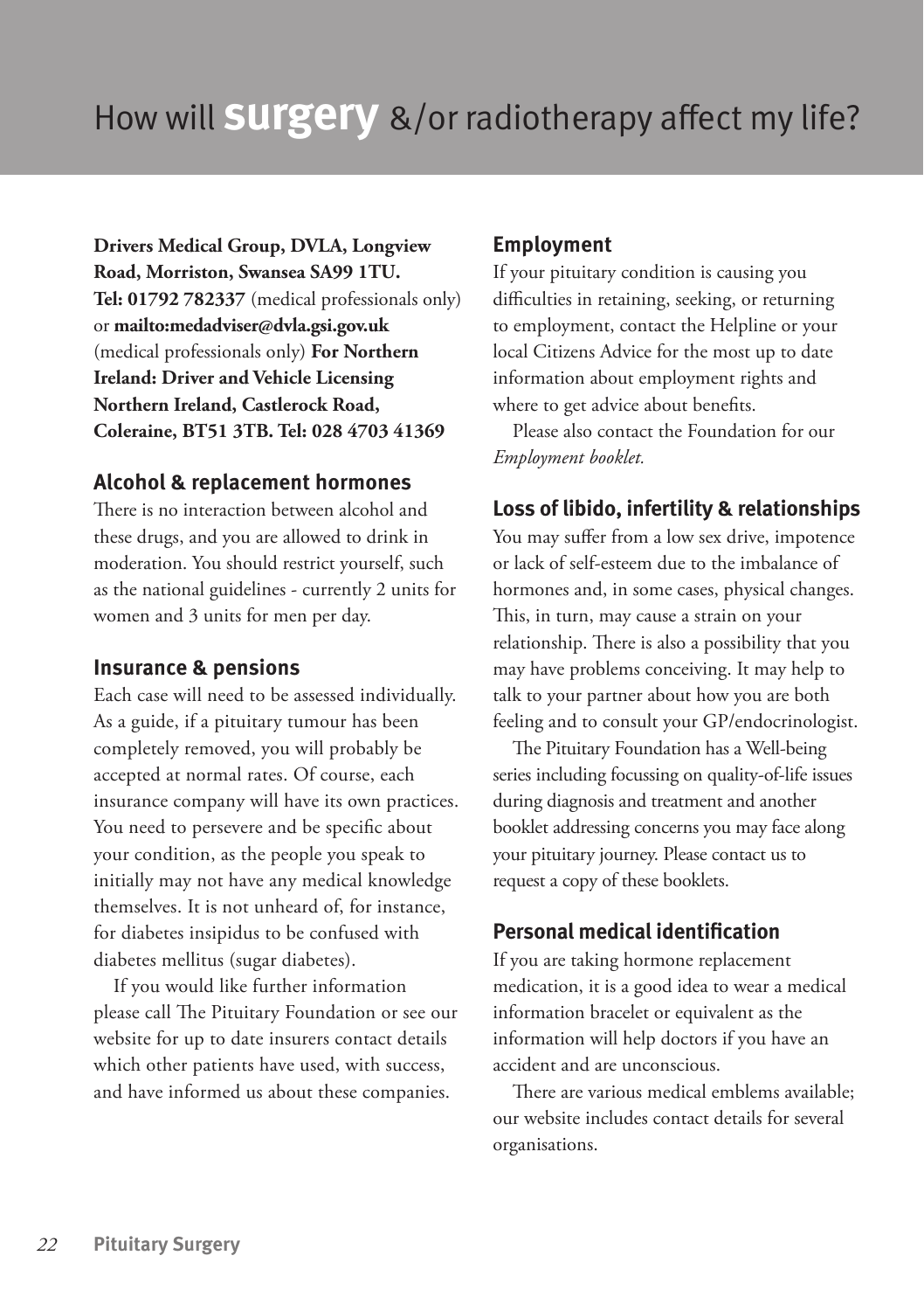# How will **surgery** &/or radiotherapy affect my life?

**Drivers Medical Group, DVLA, Longview Road, Morriston, Swansea SA99 1TU. Tel: 01792 782337** (medical professionals only) or **mailto:medadviser@dvla.gsi.gov.uk** (medical professionals only) **For Northern Ireland: Driver and Vehicle Licensing Northern Ireland, Castlerock Road, Coleraine, BT51 3TB. Tel: 028 4703 41369**

## Alcohol & replacement hormones

There is no interaction between alcohol and these drugs, and you are allowed to drink in moderation. You should restrict yourself, such as the national guidelines - currently 2 units for women and 3 units for men per day.

## Insurance & pensions

Each case will need to be assessed individually. As a guide, if a pituitary tumour has been completely removed, you will probably be accepted at normal rates. Of course, each insurance company will have its own practices. You need to persevere and be specific about your condition, as the people you speak to initially may not have any medical knowledge themselves. It is not unheard of, for instance, for diabetes insipidus to be confused with diabetes mellitus (sugar diabetes).

If you would like further information please call The Pituitary Foundation or see our website for up to date insurers contact details which other patients have used, with success, and have informed us about these companies.

## Employment

If your pituitary condition is causing you difficulties in retaining, seeking, or returning to employment, contact the Helpline or your local Citizens Advice for the most up to date information about employment rights and where to get advice about benefits.

Please also contact the Foundation for our *Employment booklet.*

## Loss of libido, infertility & relationships

You may suffer from a low sex drive, impotence or lack of self-esteem due to the imbalance of hormones and, in some cases, physical changes. This, in turn, may cause a strain on your relationship. There is also a possibility that you may have problems conceiving. It may help to talk to your partner about how you are both feeling and to consult your GP/endocrinologist.

The Pituitary Foundation has a Well-being series including focussing on quality-of-life issues during diagnosis and treatment and another booklet addressing concerns you may face along your pituitary journey. Please contact us to request a copy of these booklets.

## Personal medical identification

If you are taking hormone replacement medication, it is a good idea to wear a medical information bracelet or equivalent as the information will help doctors if you have an accident and are unconscious.

There are various medical emblems available; our website includes contact details for several organisations.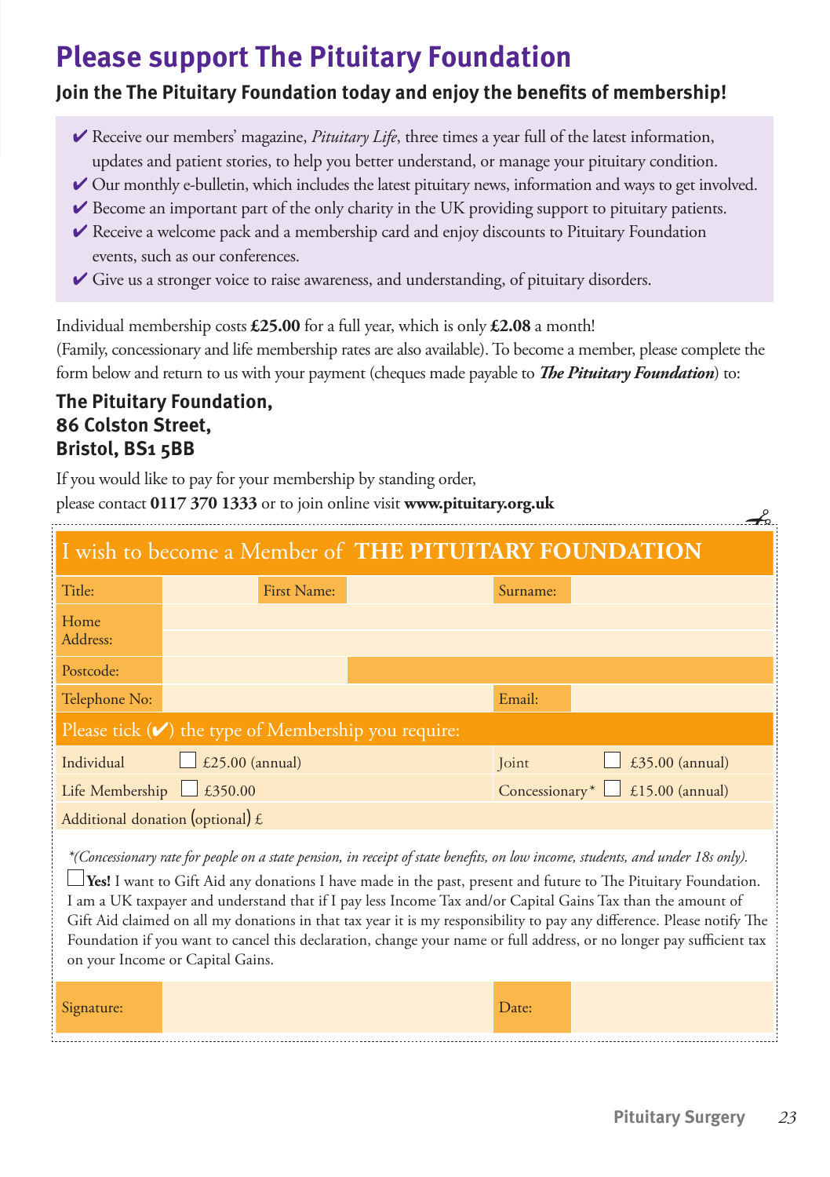# Please support The Pituitary Foundation

## Join the The Pituitary Foundation today and enjoy the benefits of membership!

- ✔ Receive our members' magazine, *Pituitary Life*, three times a year full of the latest information, updates and patient stories, to help you better understand, or manage your pituitary condition.
- ✔ Our monthly e-bulletin, which includes the latest pituitary news, information and ways to get involved.
- ✔ Become an important part of the only charity in the UK providing support to pituitary patients.
- ✔ Receive a welcome pack and a membership card and enjoy discounts to Pituitary Foundation events, such as our conferences.
- ✔ Give us a stronger voice to raise awareness, and understanding, of pituitary disorders.

Individual membership costs **£25.00** for a full year, which is only **£2.08** a month!
(Family, concessionary and life membership rates are also available). To become a member, please complete the form below and return to us with your payment (cheques made payable to ***The Pituitary Foundation***) to:

**The Pituitary Foundation,**
**86 Colston Street,**
**Bristol, BS1 5BB**

If you would like to pay for your membership by standing order,
please contact **0117 370 1333** or to join online visit **www.pituitary.org.uk**

## I wish to become a Member of THE PITUITARY FOUNDATION

| Title: | | First Name: | | Surname: | |
|---|---|---|---|---|---|
| Home Address: | | | | | |
| Postcode: | | | | | |
| Telephone No: | | | | Email: | |

**Please tick (✔) the type of Membership you require:**

| | | | |
|---|---|---|---|
| Individual | ☐ £25.00 (annual) | Joint | ☐ £35.00 (annual) |
| Life Membership | ☐ £350.00 | Concessionary* | ☐ £15.00 (annual) |
| Additional donation (optional) £ | | | |

*\*(Concessionary rate for people on a state pension, in receipt of state benefits, on low income, students, and under 18s only).*

☐ **Yes!** I want to Gift Aid any donations I have made in the past, present and future to The Pituitary Foundation. I am a UK taxpayer and understand that if I pay less Income Tax and/or Capital Gains Tax than the amount of Gift Aid claimed on all my donations in that tax year it is my responsibility to pay any difference. Please notify The Foundation if you want to cancel this declaration, change your name or full address, or no longer pay sufficient tax on your Income or Capital Gains.

| Signature: | | Date: | |
|---|---|---|---|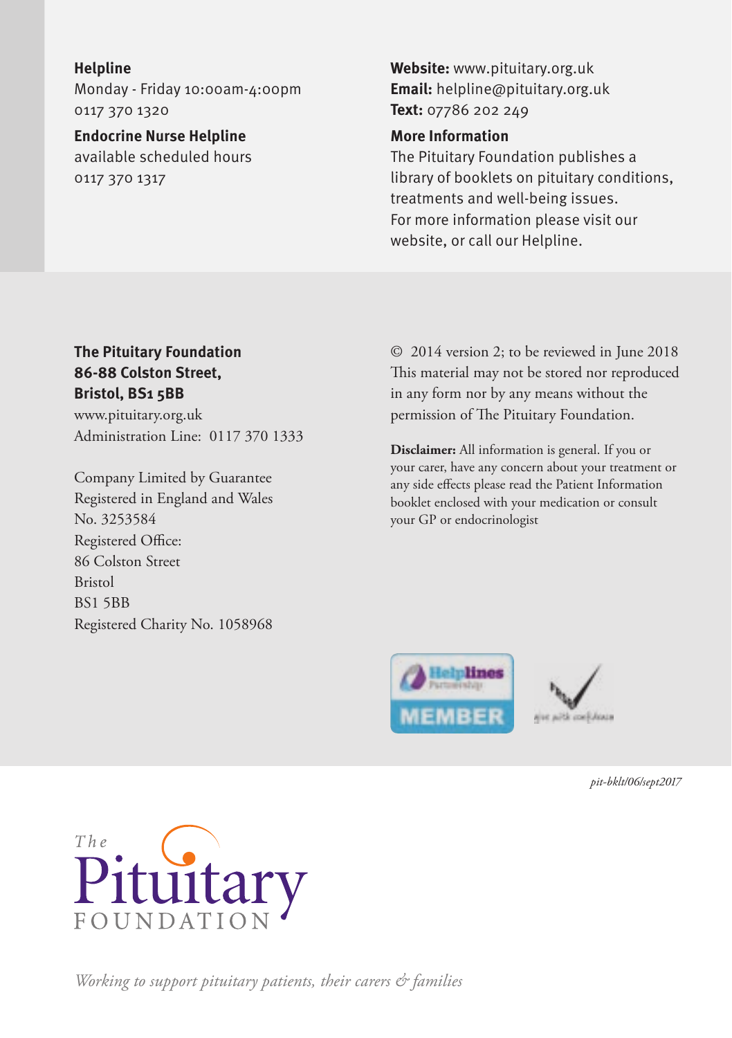**Helpline**
Monday - Friday 10:00am-4:00pm
0117 370 1320

**Endocrine Nurse Helpline**
available scheduled hours
0117 370 1317

**Website:** www.pituitary.org.uk
**Email:** helpline@pituitary.org.uk
**Text:** 07786 202 249

**More Information**
The Pituitary Foundation publishes a library of booklets on pituitary conditions, treatments and well-being issues. For more information please visit our website, or call our Helpline.

**The Pituitary Foundation**
**86-88 Colston Street,**
**Bristol, BS1 5BB**
www.pituitary.org.uk
Administration Line: 0117 370 1333

Company Limited by Guarantee
Registered in England and Wales
No. 3253584
Registered Office:
86 Colston Street
Bristol
BS1 5BB
Registered Charity No. 1058968

© 2014 version 2; to be reviewed in June 2018
This material may not be stored nor reproduced in any form nor by any means without the permission of The Pituitary Foundation.

**Disclaimer:** All information is general. If you or your carer, have any concern about your treatment or any side effects please read the Patient Information booklet enclosed with your medication or consult your GP or endocrinologist

Helplines Partnership MEMBER

give with confidence

*pit-bklt/06/sept2017*

The Pituitary FOUNDATION

*Working to support pituitary patients, their carers & families*